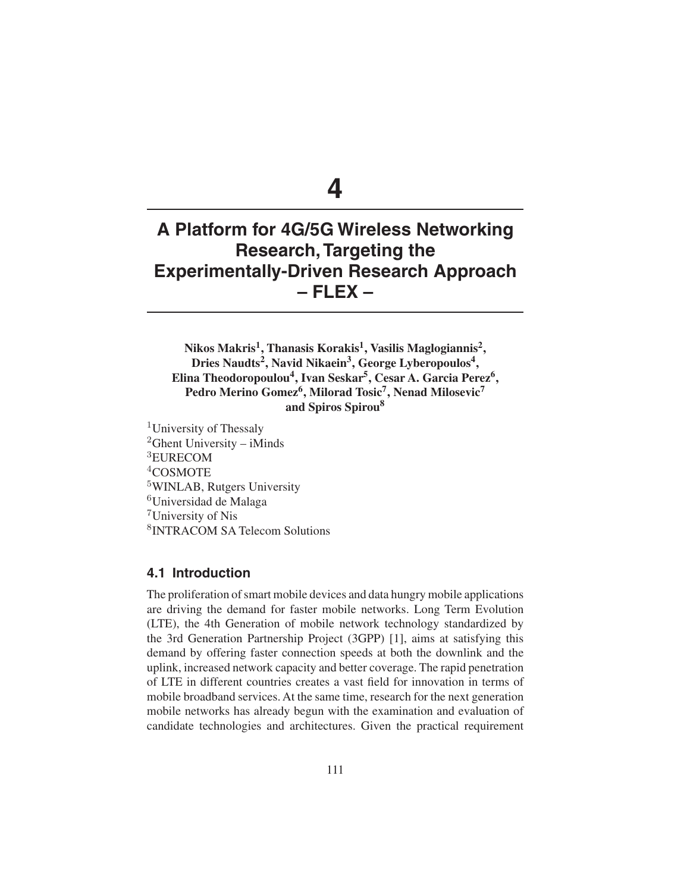# 4

# A Platform for 4G/5G Wireless Networking Research, Targeting the Experimentally-Driven Research Approach – FLEX –

**Nikos Makris[1], Thanasis Korakis[1], Vasilis Maglogiannis[2], Dries Naudts[2], Navid Nikaein[3], George Lyberopoulos[4], Elina Theodoropoulou[4], Ivan Seskar[5], Cesar A. Garcia Perez[6], Pedro Merino Gomez[6], Milorad Tosic[7], Nenad Milosevic[7] and Spiros Spirou[8]**

[1]University of Thessaly
[2]Ghent University – iMinds
[3]EURECOM
[4]COSMOTE
[5]WINLAB, Rutgers University
[6]Universidad de Malaga
[7]University of Nis
[8]INTRACOM SA Telecom Solutions

## 4.1 Introduction

The proliferation of smart mobile devices and data hungry mobile applications are driving the demand for faster mobile networks. Long Term Evolution (LTE), the 4th Generation of mobile network technology standardized by the 3rd Generation Partnership Project (3GPP) [1], aims at satisfying this demand by offering faster connection speeds at both the downlink and the uplink, increased network capacity and better coverage. The rapid penetration of LTE in different countries creates a vast field for innovation in terms of mobile broadband services. At the same time, research for the next generation mobile networks has already begun with the examination and evaluation of candidate technologies and architectures. Given the practical requirement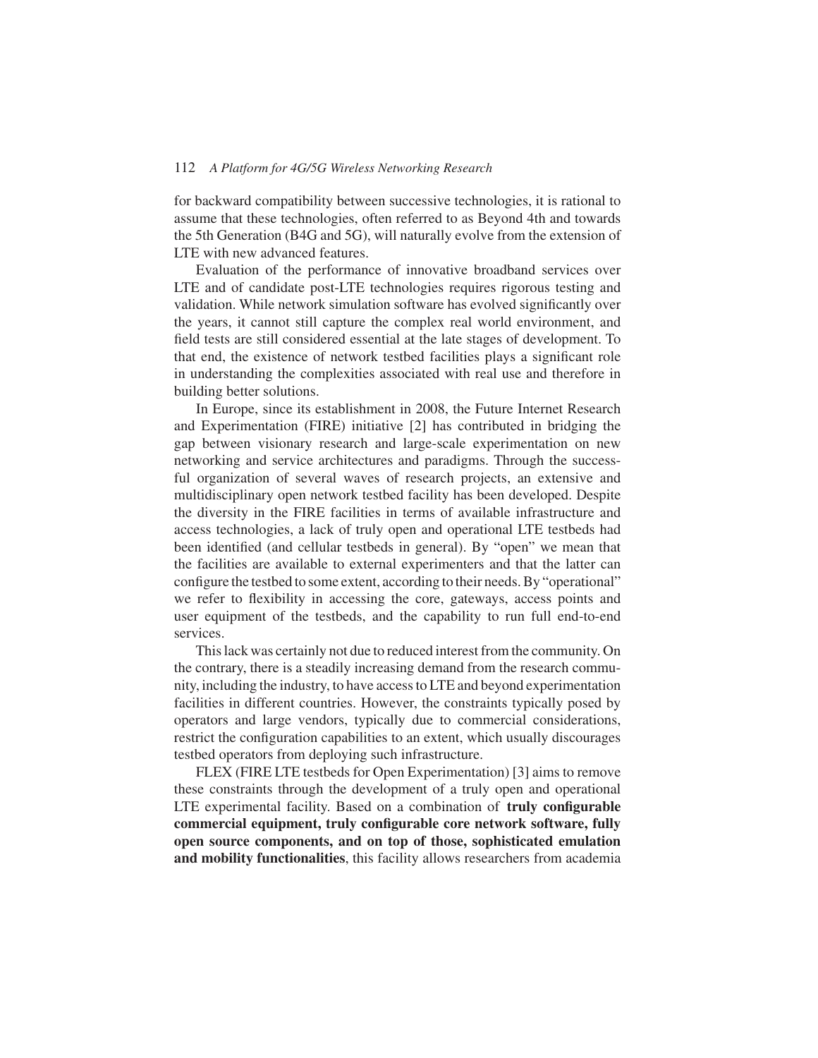for backward compatibility between successive technologies, it is rational to assume that these technologies, often referred to as Beyond 4th and towards the 5th Generation (B4G and 5G), will naturally evolve from the extension of LTE with new advanced features.

Evaluation of the performance of innovative broadband services over LTE and of candidate post-LTE technologies requires rigorous testing and validation. While network simulation software has evolved significantly over the years, it cannot still capture the complex real world environment, and field tests are still considered essential at the late stages of development. To that end, the existence of network testbed facilities plays a significant role in understanding the complexities associated with real use and therefore in building better solutions.

In Europe, since its establishment in 2008, the Future Internet Research and Experimentation (FIRE) initiative [2] has contributed in bridging the gap between visionary research and large-scale experimentation on new networking and service architectures and paradigms. Through the successful organization of several waves of research projects, an extensive and multidisciplinary open network testbed facility has been developed. Despite the diversity in the FIRE facilities in terms of available infrastructure and access technologies, a lack of truly open and operational LTE testbeds had been identified (and cellular testbeds in general). By "open" we mean that the facilities are available to external experimenters and that the latter can configure the testbed to some extent, according to their needs. By "operational" we refer to flexibility in accessing the core, gateways, access points and user equipment of the testbeds, and the capability to run full end-to-end services.

This lack was certainly not due to reduced interest from the community. On the contrary, there is a steadily increasing demand from the research community, including the industry, to have access to LTE and beyond experimentation facilities in different countries. However, the constraints typically posed by operators and large vendors, typically due to commercial considerations, restrict the configuration capabilities to an extent, which usually discourages testbed operators from deploying such infrastructure.

FLEX (FIRE LTE testbeds for Open Experimentation) [3] aims to remove these constraints through the development of a truly open and operational LTE experimental facility. Based on a combination of **truly configurable commercial equipment, truly configurable core network software, fully open source components, and on top of those, sophisticated emulation and mobility functionalities**, this facility allows researchers from academia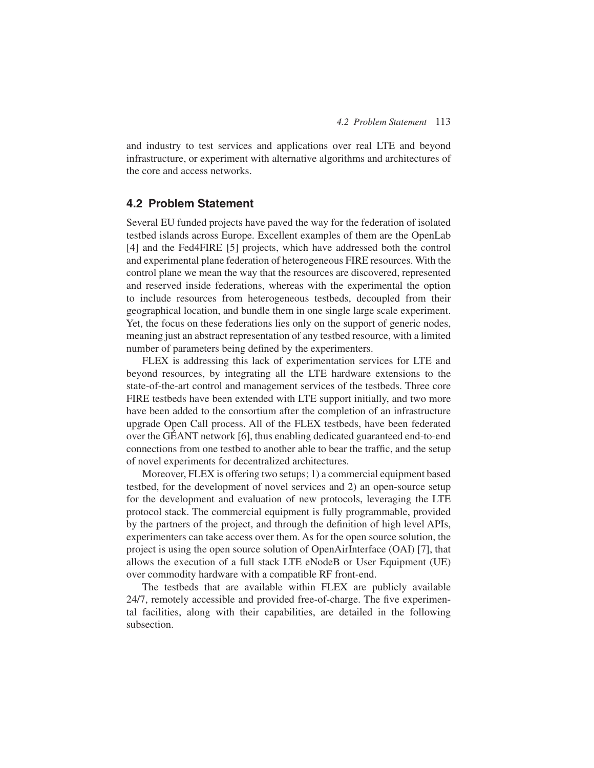and industry to test services and applications over real LTE and beyond infrastructure, or experiment with alternative algorithms and architectures of the core and access networks.

## 4.2 Problem Statement

Several EU funded projects have paved the way for the federation of isolated testbed islands across Europe. Excellent examples of them are the OpenLab [4] and the Fed4FIRE [5] projects, which have addressed both the control and experimental plane federation of heterogeneous FIRE resources. With the control plane we mean the way that the resources are discovered, represented and reserved inside federations, whereas with the experimental the option to include resources from heterogeneous testbeds, decoupled from their geographical location, and bundle them in one single large scale experiment. Yet, the focus on these federations lies only on the support of generic nodes, meaning just an abstract representation of any testbed resource, with a limited number of parameters being defined by the experimenters.

FLEX is addressing this lack of experimentation services for LTE and beyond resources, by integrating all the LTE hardware extensions to the state-of-the-art control and management services of the testbeds. Three core FIRE testbeds have been extended with LTE support initially, and two more have been added to the consortium after the completion of an infrastructure upgrade Open Call process. All of the FLEX testbeds, have been federated over the GÉANT network [6], thus enabling dedicated guaranteed end-to-end connections from one testbed to another able to bear the traffic, and the setup of novel experiments for decentralized architectures.

Moreover, FLEX is offering two setups; 1) a commercial equipment based testbed, for the development of novel services and 2) an open-source setup for the development and evaluation of new protocols, leveraging the LTE protocol stack. The commercial equipment is fully programmable, provided by the partners of the project, and through the definition of high level APIs, experimenters can take access over them. As for the open source solution, the project is using the open source solution of OpenAirInterface (OAI) [7], that allows the execution of a full stack LTE eNodeB or User Equipment (UE) over commodity hardware with a compatible RF front-end.

The testbeds that are available within FLEX are publicly available 24/7, remotely accessible and provided free-of-charge. The five experimental facilities, along with their capabilities, are detailed in the following subsection.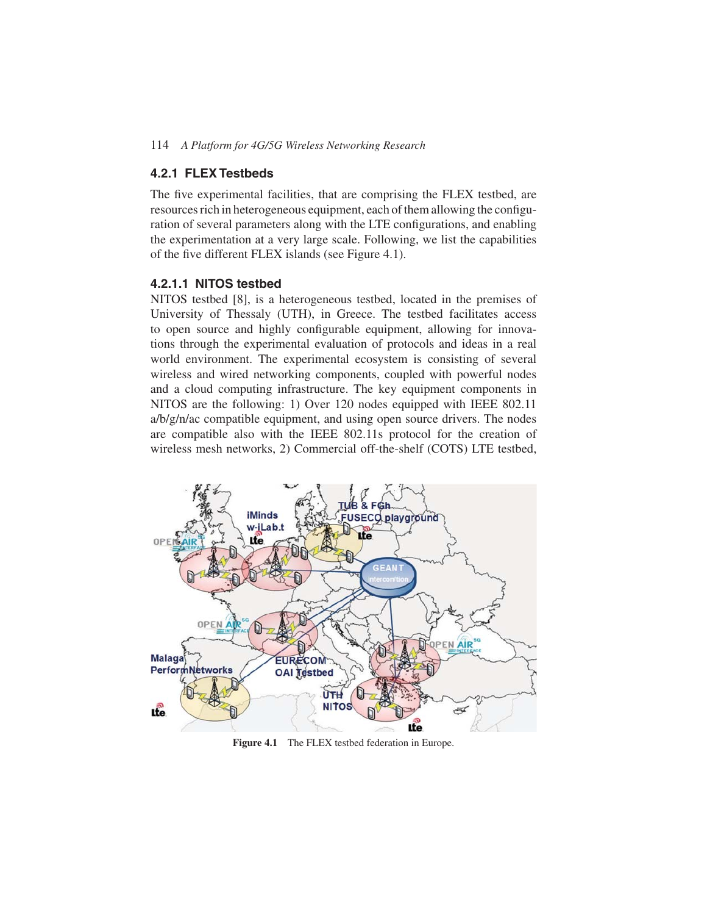### 4.2.1 FLEX Testbeds

The five experimental facilities, that are comprising the FLEX testbed, are resources rich in heterogeneous equipment, each of them allowing the configuration of several parameters along with the LTE configurations, and enabling the experimentation at a very large scale. Following, we list the capabilities of the five different FLEX islands (see Figure 4.1).

#### 4.2.1.1 NITOS testbed

NITOS testbed [8], is a heterogeneous testbed, located in the premises of University of Thessaly (UTH), in Greece. The testbed facilitates access to open source and highly configurable equipment, allowing for innovations through the experimental evaluation of protocols and ideas in a real world environment. The experimental ecosystem is consisting of several wireless and wired networking components, coupled with powerful nodes and a cloud computing infrastructure. The key equipment components in NITOS are the following: 1) Over 120 nodes equipped with IEEE 802.11 a/b/g/n/ac compatible equipment, and using open source drivers. The nodes are compatible also with the IEEE 802.11s protocol for the creation of wireless mesh networks, 2) Commercial off-the-shelf (COTS) LTE testbed,

**Figure 4.1** The FLEX testbed federation in Europe.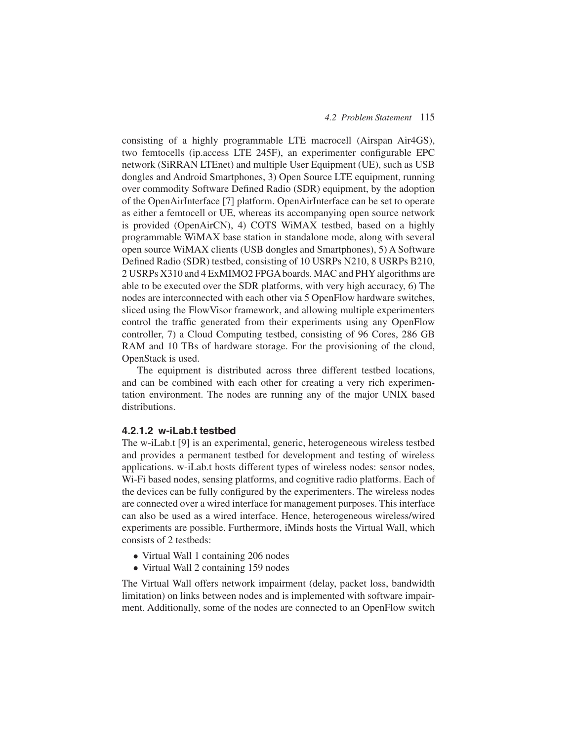consisting of a highly programmable LTE macrocell (Airspan Air4GS), two femtocells (ip.access LTE 245F), an experimenter configurable EPC network (SiRRAN LTEnet) and multiple User Equipment (UE), such as USB dongles and Android Smartphones, 3) Open Source LTE equipment, running over commodity Software Defined Radio (SDR) equipment, by the adoption of the OpenAirInterface [7] platform. OpenAirInterface can be set to operate as either a femtocell or UE, whereas its accompanying open source network is provided (OpenAirCN), 4) COTS WiMAX testbed, based on a highly programmable WiMAX base station in standalone mode, along with several open source WiMAX clients (USB dongles and Smartphones), 5) A Software Defined Radio (SDR) testbed, consisting of 10 USRPs N210, 8 USRPs B210, 2 USRPs X310 and 4 ExMIMO2 FPGA boards. MAC and PHY algorithms are able to be executed over the SDR platforms, with very high accuracy, 6) The nodes are interconnected with each other via 5 OpenFlow hardware switches, sliced using the FlowVisor framework, and allowing multiple experimenters control the traffic generated from their experiments using any OpenFlow controller, 7) a Cloud Computing testbed, consisting of 96 Cores, 286 GB RAM and 10 TBs of hardware storage. For the provisioning of the cloud, OpenStack is used.

The equipment is distributed across three different testbed locations, and can be combined with each other for creating a very rich experimentation environment. The nodes are running any of the major UNIX based distributions.

#### 4.2.1.2 w-iLab.t testbed

The w-iLab.t [9] is an experimental, generic, heterogeneous wireless testbed and provides a permanent testbed for development and testing of wireless applications. w-iLab.t hosts different types of wireless nodes: sensor nodes, Wi-Fi based nodes, sensing platforms, and cognitive radio platforms. Each of the devices can be fully configured by the experimenters. The wireless nodes are connected over a wired interface for management purposes. This interface can also be used as a wired interface. Hence, heterogeneous wireless/wired experiments are possible. Furthermore, iMinds hosts the Virtual Wall, which consists of 2 testbeds:

- Virtual Wall 1 containing 206 nodes
- Virtual Wall 2 containing 159 nodes

The Virtual Wall offers network impairment (delay, packet loss, bandwidth limitation) on links between nodes and is implemented with software impairment. Additionally, some of the nodes are connected to an OpenFlow switch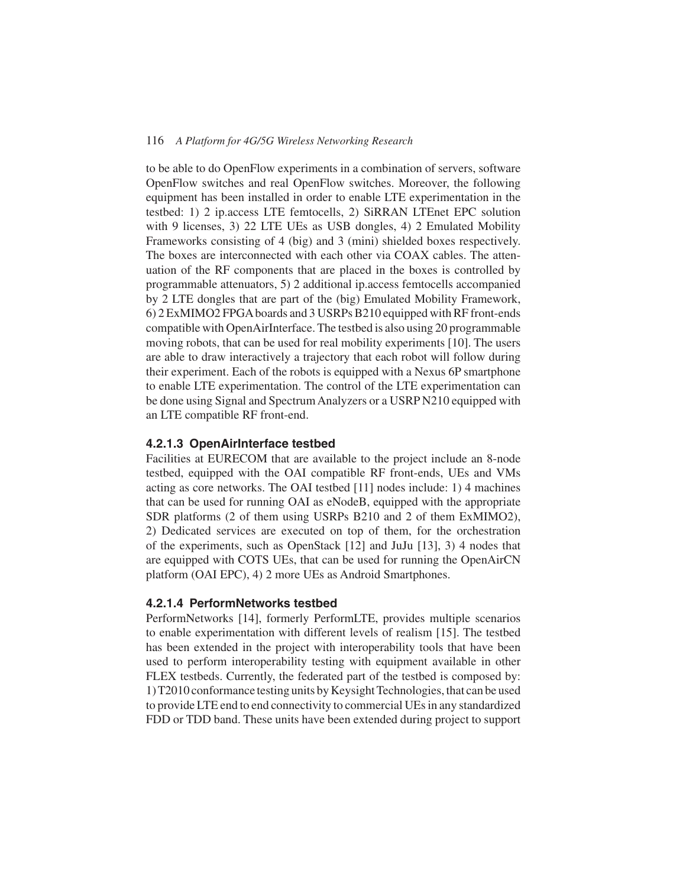to be able to do OpenFlow experiments in a combination of servers, software OpenFlow switches and real OpenFlow switches. Moreover, the following equipment has been installed in order to enable LTE experimentation in the testbed: 1) 2 ip.access LTE femtocells, 2) SiRRAN LTEnet EPC solution with 9 licenses, 3) 22 LTE UEs as USB dongles, 4) 2 Emulated Mobility Frameworks consisting of 4 (big) and 3 (mini) shielded boxes respectively. The boxes are interconnected with each other via COAX cables. The attenuation of the RF components that are placed in the boxes is controlled by programmable attenuators, 5) 2 additional ip.access femtocells accompanied by 2 LTE dongles that are part of the (big) Emulated Mobility Framework, 6) 2 ExMIMO2 FPGA boards and 3 USRPs B210 equipped with RF front-ends compatible with OpenAirInterface. The testbed is also using 20 programmable moving robots, that can be used for real mobility experiments [10]. The users are able to draw interactively a trajectory that each robot will follow during their experiment. Each of the robots is equipped with a Nexus 6P smartphone to enable LTE experimentation. The control of the LTE experimentation can be done using Signal and Spectrum Analyzers or a USRP N210 equipped with an LTE compatible RF front-end.

#### 4.2.1.3 OpenAirInterface testbed

Facilities at EURECOM that are available to the project include an 8-node testbed, equipped with the OAI compatible RF front-ends, UEs and VMs acting as core networks. The OAI testbed [11] nodes include: 1) 4 machines that can be used for running OAI as eNodeB, equipped with the appropriate SDR platforms (2 of them using USRPs B210 and 2 of them ExMIMO2), 2) Dedicated services are executed on top of them, for the orchestration of the experiments, such as OpenStack [12] and JuJu [13], 3) 4 nodes that are equipped with COTS UEs, that can be used for running the OpenAirCN platform (OAI EPC), 4) 2 more UEs as Android Smartphones.

#### 4.2.1.4 PerformNetworks testbed

PerformNetworks [14], formerly PerformLTE, provides multiple scenarios to enable experimentation with different levels of realism [15]. The testbed has been extended in the project with interoperability tools that have been used to perform interoperability testing with equipment available in other FLEX testbeds. Currently, the federated part of the testbed is composed by: 1) T2010 conformance testing units by Keysight Technologies, that can be used to provide LTE end to end connectivity to commercial UEs in any standardized FDD or TDD band. These units have been extended during project to support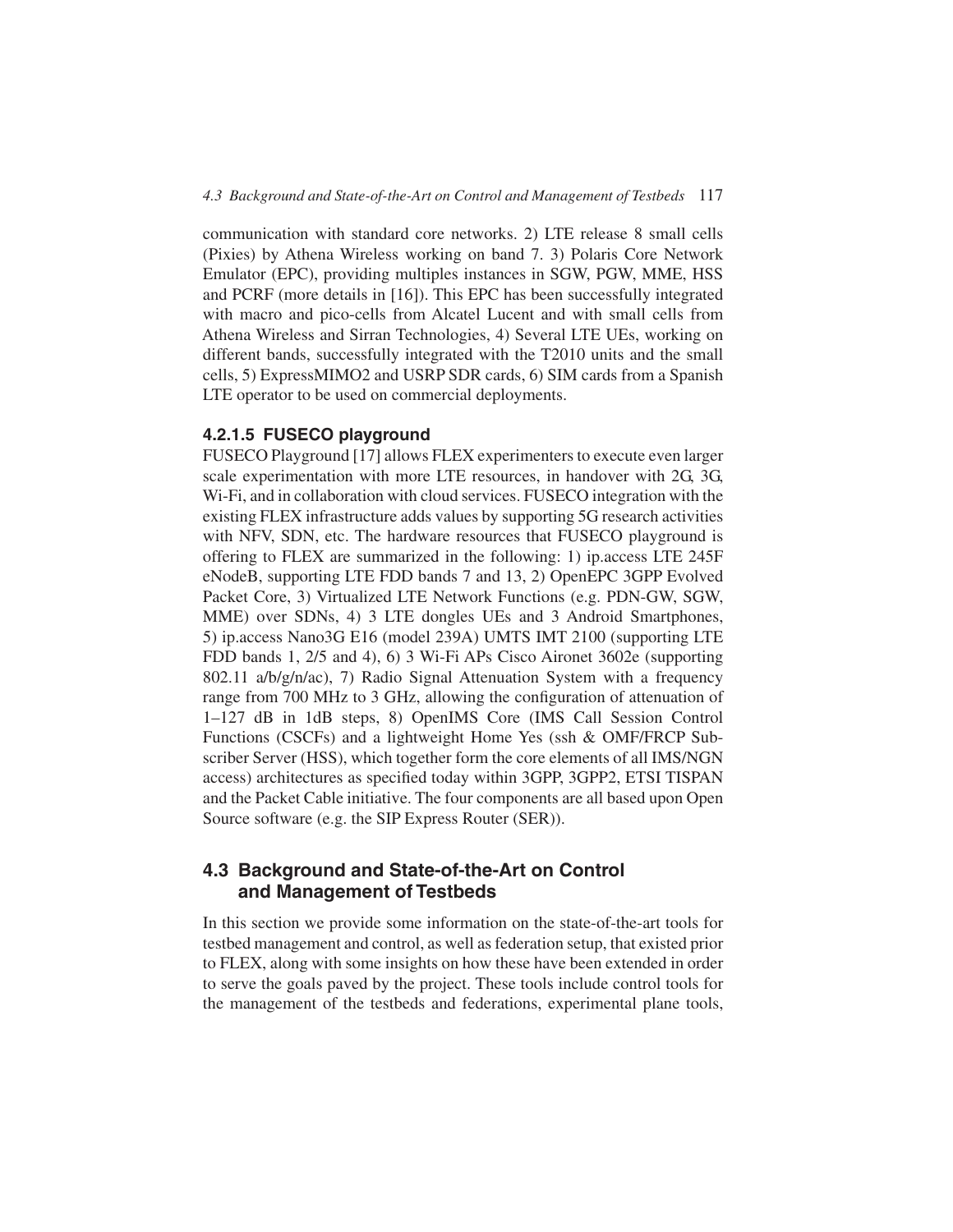communication with standard core networks. 2) LTE release 8 small cells (Pixies) by Athena Wireless working on band 7. 3) Polaris Core Network Emulator (EPC), providing multiples instances in SGW, PGW, MME, HSS and PCRF (more details in [16]). This EPC has been successfully integrated with macro and pico-cells from Alcatel Lucent and with small cells from Athena Wireless and Sirran Technologies, 4) Several LTE UEs, working on different bands, successfully integrated with the T2010 units and the small cells, 5) ExpressMIMO2 and USRP SDR cards, 6) SIM cards from a Spanish LTE operator to be used on commercial deployments.

#### 4.2.1.5 FUSECO playground

FUSECO Playground [17] allows FLEX experimenters to execute even larger scale experimentation with more LTE resources, in handover with 2G, 3G, Wi-Fi, and in collaboration with cloud services. FUSECO integration with the existing FLEX infrastructure adds values by supporting 5G research activities with NFV, SDN, etc. The hardware resources that FUSECO playground is offering to FLEX are summarized in the following: 1) ip.access LTE 245F eNodeB, supporting LTE FDD bands 7 and 13, 2) OpenEPC 3GPP Evolved Packet Core, 3) Virtualized LTE Network Functions (e.g. PDN-GW, SGW, MME) over SDNs, 4) 3 LTE dongles UEs and 3 Android Smartphones, 5) ip.access Nano3G E16 (model 239A) UMTS IMT 2100 (supporting LTE FDD bands 1, 2/5 and 4), 6) 3 Wi-Fi APs Cisco Aironet 3602e (supporting 802.11 a/b/g/n/ac), 7) Radio Signal Attenuation System with a frequency range from 700 MHz to 3 GHz, allowing the configuration of attenuation of 1–127 dB in 1dB steps, 8) OpenIMS Core (IMS Call Session Control Functions (CSCFs) and a lightweight Home Yes (ssh & OMF/FRCP Subscriber Server (HSS), which together form the core elements of all IMS/NGN access) architectures as specified today within 3GPP, 3GPP2, ETSI TISPAN and the Packet Cable initiative. The four components are all based upon Open Source software (e.g. the SIP Express Router (SER)).

## 4.3 Background and State-of-the-Art on Control and Management of Testbeds

In this section we provide some information on the state-of-the-art tools for testbed management and control, as well as federation setup, that existed prior to FLEX, along with some insights on how these have been extended in order to serve the goals paved by the project. These tools include control tools for the management of the testbeds and federations, experimental plane tools,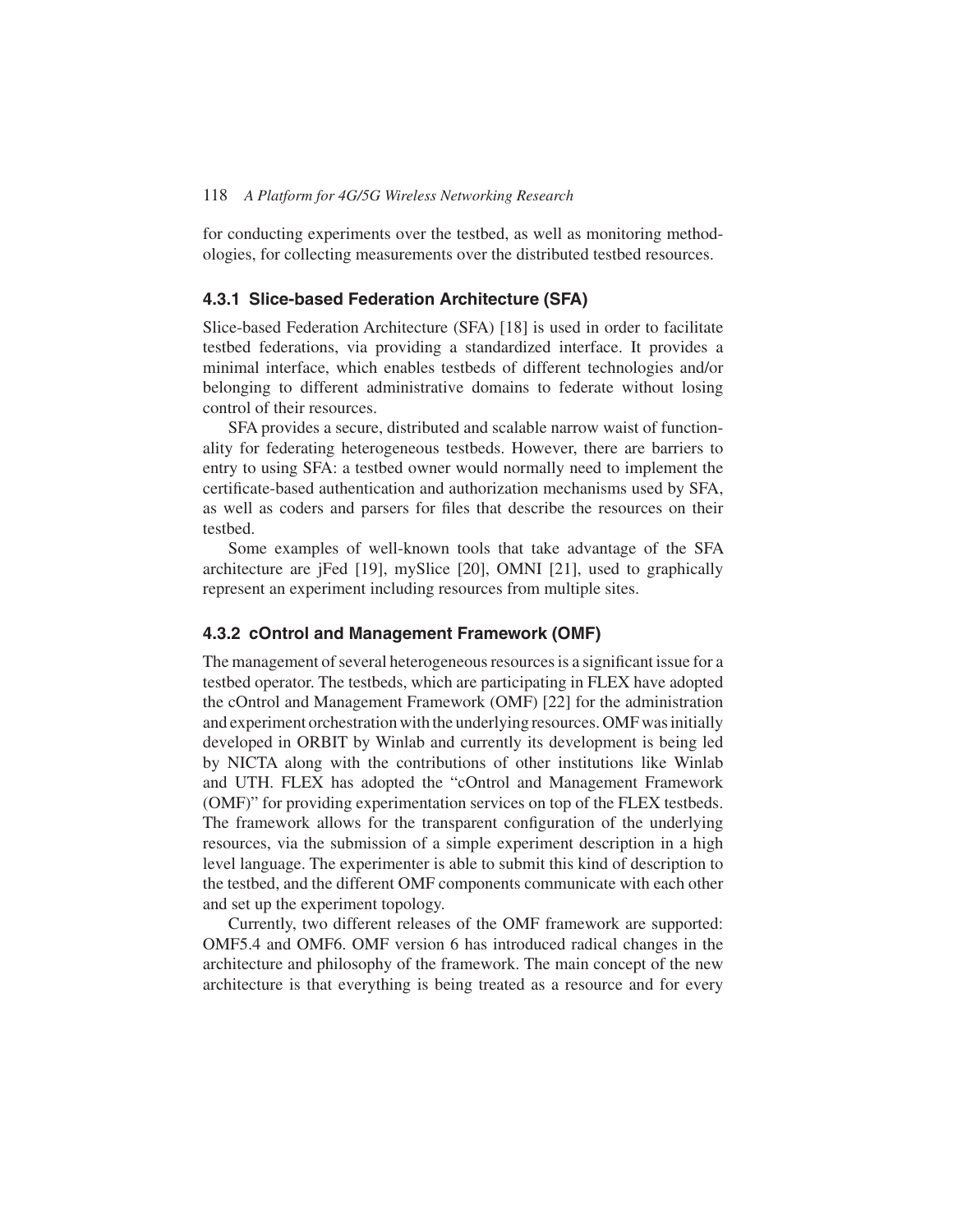for conducting experiments over the testbed, as well as monitoring methodologies, for collecting measurements over the distributed testbed resources.

### 4.3.1 Slice-based Federation Architecture (SFA)

Slice-based Federation Architecture (SFA) [18] is used in order to facilitate testbed federations, via providing a standardized interface. It provides a minimal interface, which enables testbeds of different technologies and/or belonging to different administrative domains to federate without losing control of their resources.

SFA provides a secure, distributed and scalable narrow waist of functionality for federating heterogeneous testbeds. However, there are barriers to entry to using SFA: a testbed owner would normally need to implement the certificate-based authentication and authorization mechanisms used by SFA, as well as coders and parsers for files that describe the resources on their testbed.

Some examples of well-known tools that take advantage of the SFA architecture are jFed [19], mySlice [20], OMNI [21], used to graphically represent an experiment including resources from multiple sites.

### 4.3.2 cOntrol and Management Framework (OMF)

The management of several heterogeneous resources is a significant issue for a testbed operator. The testbeds, which are participating in FLEX have adopted the cOntrol and Management Framework (OMF) [22] for the administration and experiment orchestration with the underlying resources. OMF was initially developed in ORBIT by Winlab and currently its development is being led by NICTA along with the contributions of other institutions like Winlab and UTH. FLEX has adopted the "cOntrol and Management Framework (OMF)" for providing experimentation services on top of the FLEX testbeds. The framework allows for the transparent configuration of the underlying resources, via the submission of a simple experiment description in a high level language. The experimenter is able to submit this kind of description to the testbed, and the different OMF components communicate with each other and set up the experiment topology.

Currently, two different releases of the OMF framework are supported: OMF5.4 and OMF6. OMF version 6 has introduced radical changes in the architecture and philosophy of the framework. The main concept of the new architecture is that everything is being treated as a resource and for every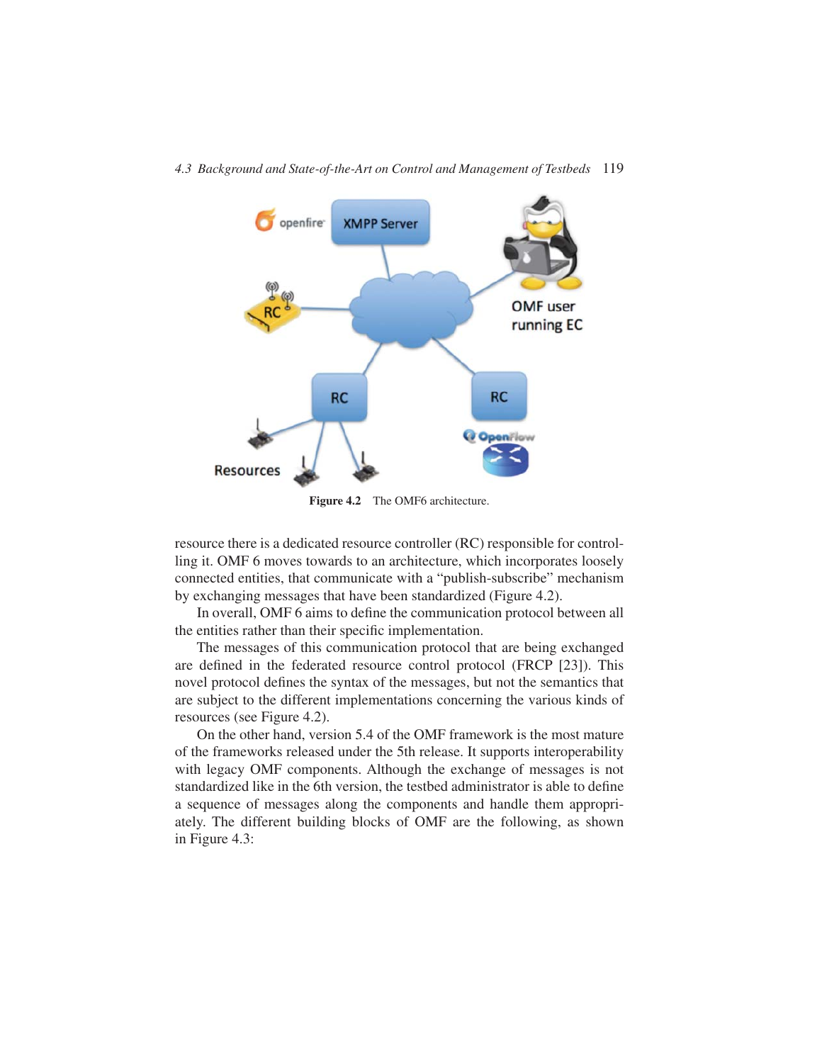Figure 4.2 The OMF6 architecture.

resource there is a dedicated resource controller (RC) responsible for controlling it. OMF 6 moves towards to an architecture, which incorporates loosely connected entities, that communicate with a "publish-subscribe" mechanism by exchanging messages that have been standardized (Figure 4.2).

In overall, OMF 6 aims to define the communication protocol between all the entities rather than their specific implementation.

The messages of this communication protocol that are being exchanged are defined in the federated resource control protocol (FRCP [23]). This novel protocol defines the syntax of the messages, but not the semantics that are subject to the different implementations concerning the various kinds of resources (see Figure 4.2).

On the other hand, version 5.4 of the OMF framework is the most mature of the frameworks released under the 5th release. It supports interoperability with legacy OMF components. Although the exchange of messages is not standardized like in the 6th version, the testbed administrator is able to define a sequence of messages along the components and handle them appropriately. The different building blocks of OMF are the following, as shown in Figure 4.3: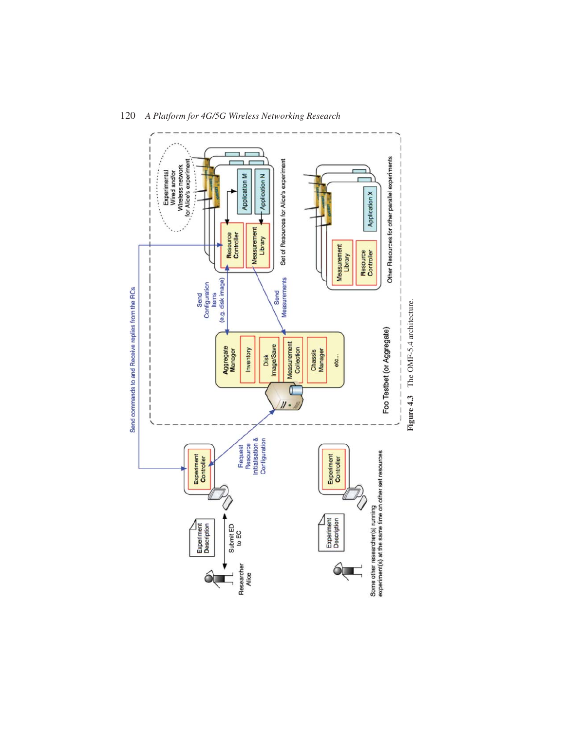Figure 4.3 The OMF-5.4 architecture.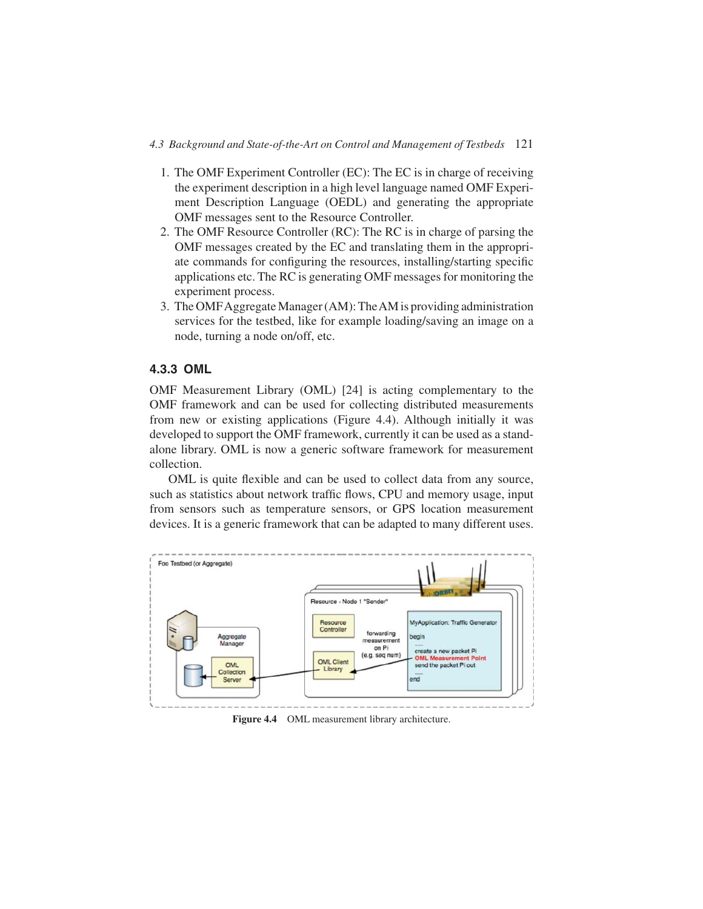1. The OMF Experiment Controller (EC): The EC is in charge of receiving the experiment description in a high level language named OMF Experiment Description Language (OEDL) and generating the appropriate OMF messages sent to the Resource Controller.
2. The OMF Resource Controller (RC): The RC is in charge of parsing the OMF messages created by the EC and translating them in the appropriate commands for configuring the resources, installing/starting specific applications etc. The RC is generating OMF messages for monitoring the experiment process.
3. The OMF Aggregate Manager (AM): The AM is providing administration services for the testbed, like for example loading/saving an image on a node, turning a node on/off, etc.

### 4.3.3 OML

OMF Measurement Library (OML) [24] is acting complementary to the OMF framework and can be used for collecting distributed measurements from new or existing applications (Figure 4.4). Although initially it was developed to support the OMF framework, currently it can be used as a standalone library. OML is now a generic software framework for measurement collection.

OML is quite flexible and can be used to collect data from any source, such as statistics about network traffic flows, CPU and memory usage, input from sensors such as temperature sensors, or GPS location measurement devices. It is a generic framework that can be adapted to many different uses.

**Figure 4.4** OML measurement library architecture.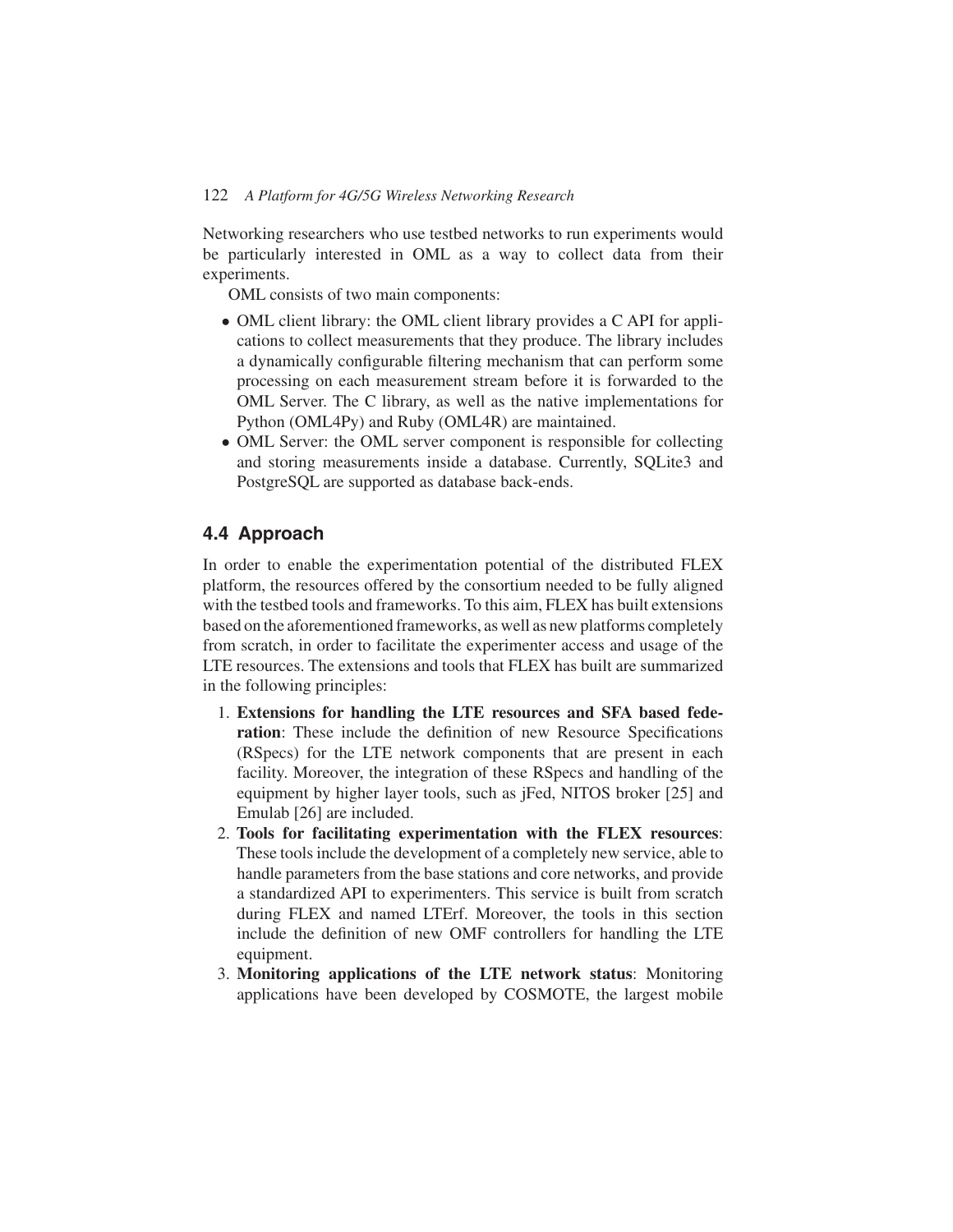Networking researchers who use testbed networks to run experiments would be particularly interested in OML as a way to collect data from their experiments.

OML consists of two main components:

- OML client library: the OML client library provides a C API for applications to collect measurements that they produce. The library includes a dynamically configurable filtering mechanism that can perform some processing on each measurement stream before it is forwarded to the OML Server. The C library, as well as the native implementations for Python (OML4Py) and Ruby (OML4R) are maintained.
- OML Server: the OML server component is responsible for collecting and storing measurements inside a database. Currently, SQLite3 and PostgreSQL are supported as database back-ends.

## 4.4 Approach

In order to enable the experimentation potential of the distributed FLEX platform, the resources offered by the consortium needed to be fully aligned with the testbed tools and frameworks. To this aim, FLEX has built extensions based on the aforementioned frameworks, as well as new platforms completely from scratch, in order to facilitate the experimenter access and usage of the LTE resources. The extensions and tools that FLEX has built are summarized in the following principles:

1. **Extensions for handling the LTE resources and SFA based federation**: These include the definition of new Resource Specifications (RSpecs) for the LTE network components that are present in each facility. Moreover, the integration of these RSpecs and handling of the equipment by higher layer tools, such as jFed, NITOS broker [25] and Emulab [26] are included.
2. **Tools for facilitating experimentation with the FLEX resources**: These tools include the development of a completely new service, able to handle parameters from the base stations and core networks, and provide a standardized API to experimenters. This service is built from scratch during FLEX and named LTErf. Moreover, the tools in this section include the definition of new OMF controllers for handling the LTE equipment.
3. **Monitoring applications of the LTE network status**: Monitoring applications have been developed by COSMOTE, the largest mobile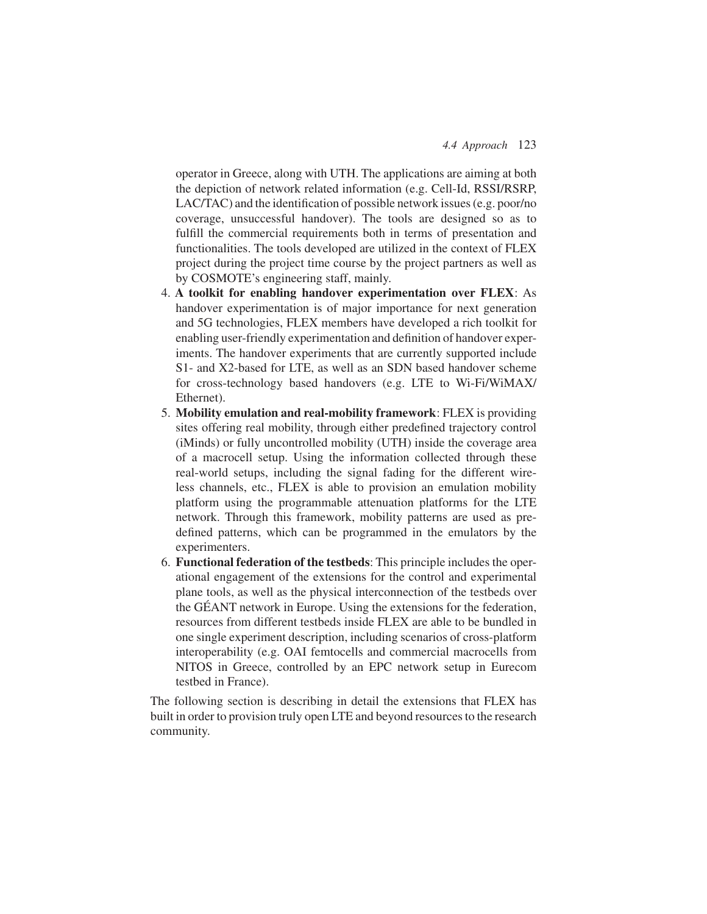operator in Greece, along with UTH. The applications are aiming at both the depiction of network related information (e.g. Cell-Id, RSSI/RSRP, LAC/TAC) and the identification of possible network issues (e.g. poor/no coverage, unsuccessful handover). The tools are designed so as to fulfill the commercial requirements both in terms of presentation and functionalities. The tools developed are utilized in the context of FLEX project during the project time course by the project partners as well as by COSMOTE's engineering staff, mainly.

4. **A toolkit for enabling handover experimentation over FLEX**: As handover experimentation is of major importance for next generation and 5G technologies, FLEX members have developed a rich toolkit for enabling user-friendly experimentation and definition of handover experiments. The handover experiments that are currently supported include S1- and X2-based for LTE, as well as an SDN based handover scheme for cross-technology based handovers (e.g. LTE to Wi-Fi/WiMAX/ Ethernet).
5. **Mobility emulation and real-mobility framework**: FLEX is providing sites offering real mobility, through either predefined trajectory control (iMinds) or fully uncontrolled mobility (UTH) inside the coverage area of a macrocell setup. Using the information collected through these real-world setups, including the signal fading for the different wireless channels, etc., FLEX is able to provision an emulation mobility platform using the programmable attenuation platforms for the LTE network. Through this framework, mobility patterns are used as predefined patterns, which can be programmed in the emulators by the experimenters.
6. **Functional federation of the testbeds**: This principle includes the operational engagement of the extensions for the control and experimental plane tools, as well as the physical interconnection of the testbeds over the GÉANT network in Europe. Using the extensions for the federation, resources from different testbeds inside FLEX are able to be bundled in one single experiment description, including scenarios of cross-platform interoperability (e.g. OAI femtocells and commercial macrocells from NITOS in Greece, controlled by an EPC network setup in Eurecom testbed in France).

The following section is describing in detail the extensions that FLEX has built in order to provision truly open LTE and beyond resources to the research community.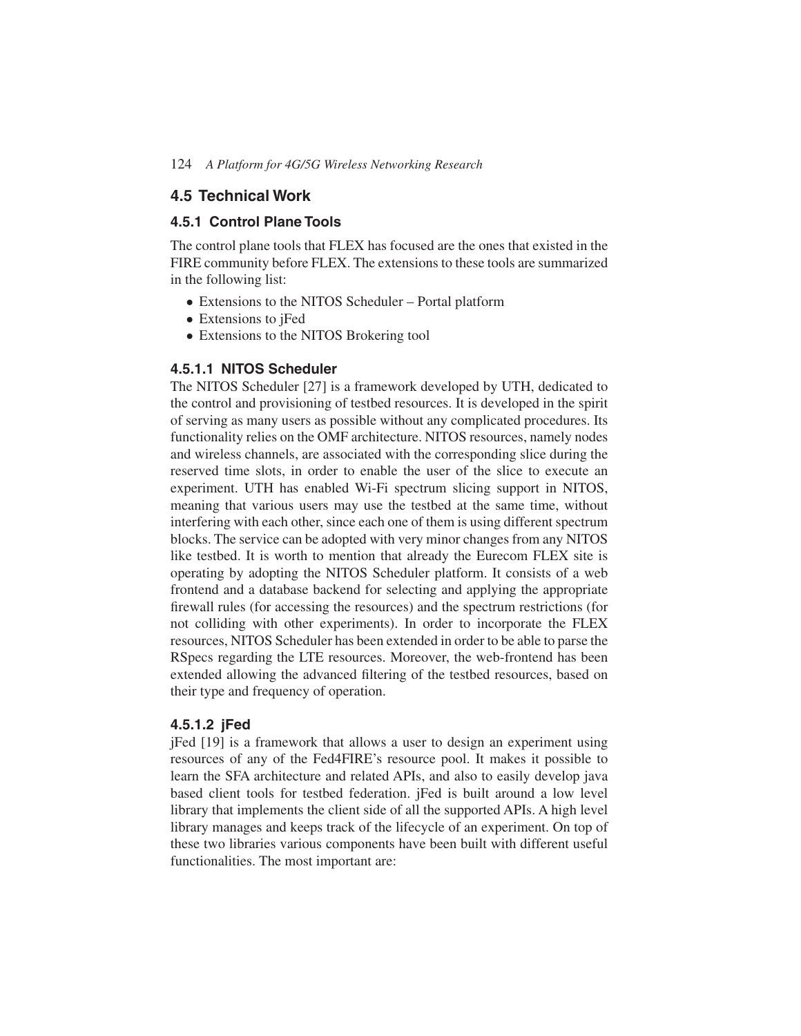## 4.5 Technical Work

### 4.5.1 Control Plane Tools

The control plane tools that FLEX has focused are the ones that existed in the FIRE community before FLEX. The extensions to these tools are summarized in the following list:

- Extensions to the NITOS Scheduler – Portal platform
- Extensions to jFed
- Extensions to the NITOS Brokering tool

#### 4.5.1.1 NITOS Scheduler

The NITOS Scheduler [27] is a framework developed by UTH, dedicated to the control and provisioning of testbed resources. It is developed in the spirit of serving as many users as possible without any complicated procedures. Its functionality relies on the OMF architecture. NITOS resources, namely nodes and wireless channels, are associated with the corresponding slice during the reserved time slots, in order to enable the user of the slice to execute an experiment. UTH has enabled Wi-Fi spectrum slicing support in NITOS, meaning that various users may use the testbed at the same time, without interfering with each other, since each one of them is using different spectrum blocks. The service can be adopted with very minor changes from any NITOS like testbed. It is worth to mention that already the Eurecom FLEX site is operating by adopting the NITOS Scheduler platform. It consists of a web frontend and a database backend for selecting and applying the appropriate firewall rules (for accessing the resources) and the spectrum restrictions (for not colliding with other experiments). In order to incorporate the FLEX resources, NITOS Scheduler has been extended in order to be able to parse the RSpecs regarding the LTE resources. Moreover, the web-frontend has been extended allowing the advanced filtering of the testbed resources, based on their type and frequency of operation.

#### 4.5.1.2 jFed

jFed [19] is a framework that allows a user to design an experiment using resources of any of the Fed4FIRE's resource pool. It makes it possible to learn the SFA architecture and related APIs, and also to easily develop java based client tools for testbed federation. jFed is built around a low level library that implements the client side of all the supported APIs. A high level library manages and keeps track of the lifecycle of an experiment. On top of these two libraries various components have been built with different useful functionalities. The most important are: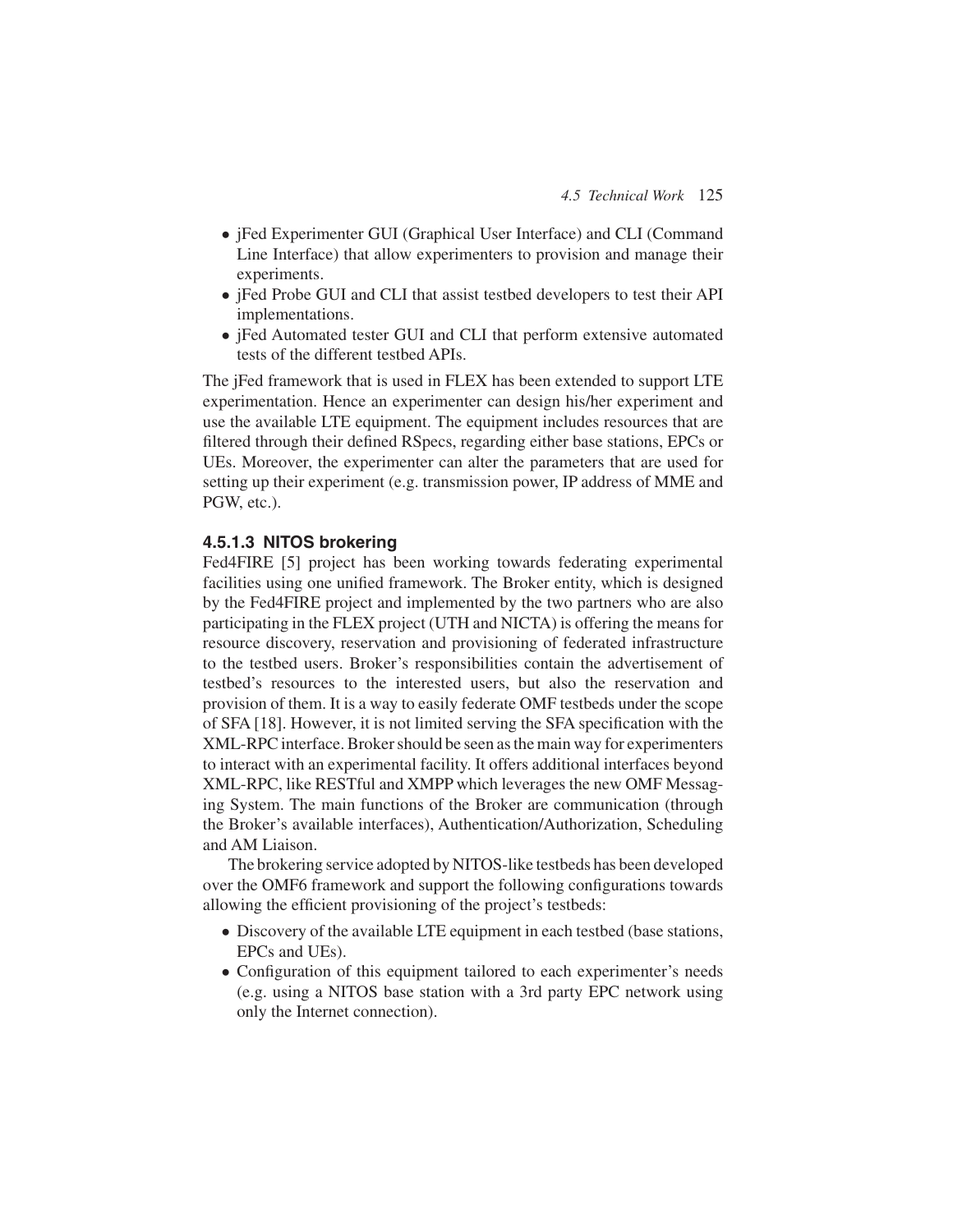- jFed Experimenter GUI (Graphical User Interface) and CLI (Command Line Interface) that allow experimenters to provision and manage their experiments.
- jFed Probe GUI and CLI that assist testbed developers to test their API implementations.
- jFed Automated tester GUI and CLI that perform extensive automated tests of the different testbed APIs.

The jFed framework that is used in FLEX has been extended to support LTE experimentation. Hence an experimenter can design his/her experiment and use the available LTE equipment. The equipment includes resources that are filtered through their defined RSpecs, regarding either base stations, EPCs or UEs. Moreover, the experimenter can alter the parameters that are used for setting up their experiment (e.g. transmission power, IP address of MME and PGW, etc.).

#### 4.5.1.3 NITOS brokering

Fed4FIRE [5] project has been working towards federating experimental facilities using one unified framework. The Broker entity, which is designed by the Fed4FIRE project and implemented by the two partners who are also participating in the FLEX project (UTH and NICTA) is offering the means for resource discovery, reservation and provisioning of federated infrastructure to the testbed users. Broker's responsibilities contain the advertisement of testbed's resources to the interested users, but also the reservation and provision of them. It is a way to easily federate OMF testbeds under the scope of SFA [18]. However, it is not limited serving the SFA specification with the XML-RPC interface. Broker should be seen as the main way for experimenters to interact with an experimental facility. It offers additional interfaces beyond XML-RPC, like RESTful and XMPP which leverages the new OMF Messaging System. The main functions of the Broker are communication (through the Broker's available interfaces), Authentication/Authorization, Scheduling and AM Liaison.

The brokering service adopted by NITOS-like testbeds has been developed over the OMF6 framework and support the following configurations towards allowing the efficient provisioning of the project's testbeds:

- Discovery of the available LTE equipment in each testbed (base stations, EPCs and UEs).
- Configuration of this equipment tailored to each experimenter's needs (e.g. using a NITOS base station with a 3rd party EPC network using only the Internet connection).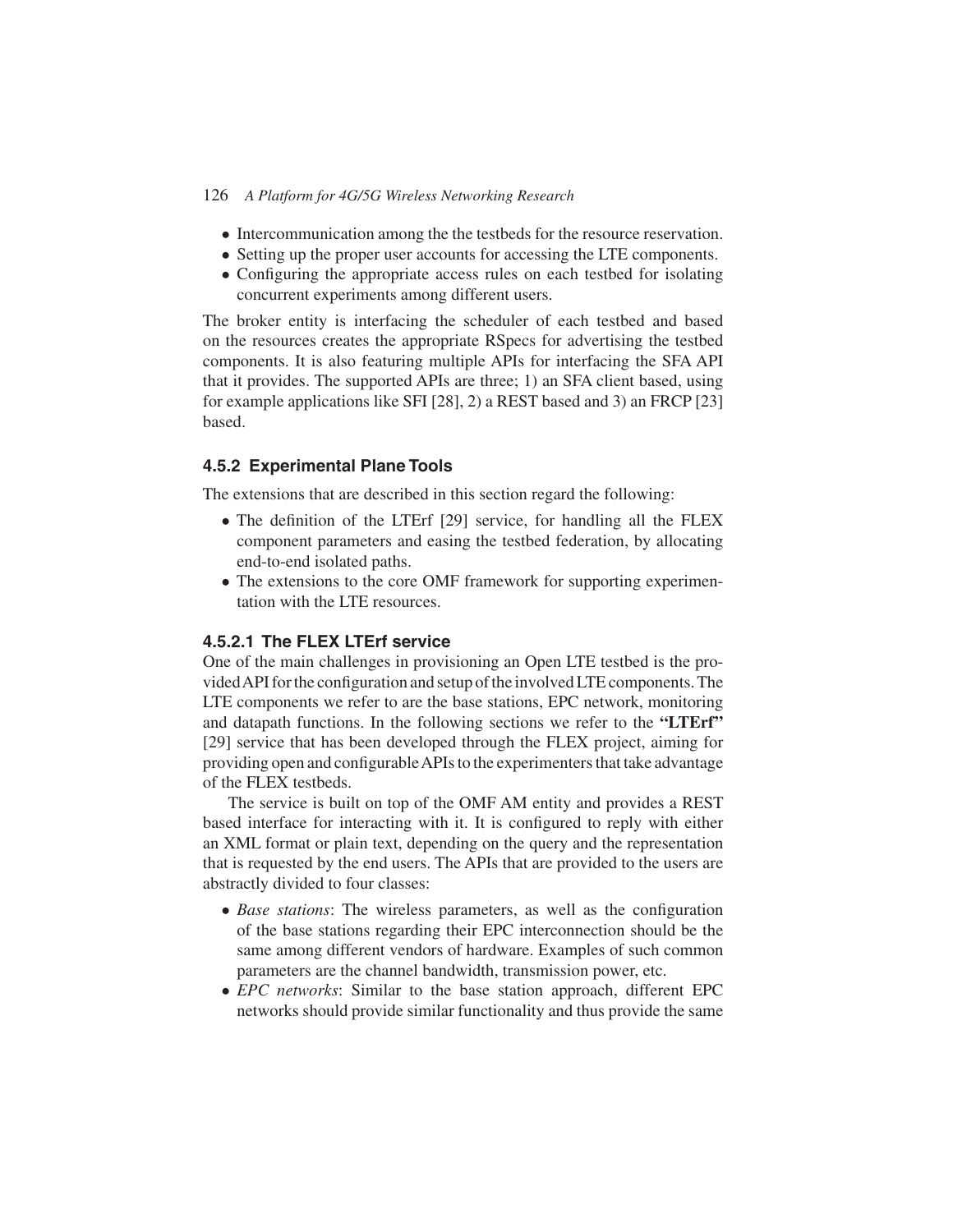- Intercommunication among the the testbeds for the resource reservation.
- Setting up the proper user accounts for accessing the LTE components.
- Configuring the appropriate access rules on each testbed for isolating concurrent experiments among different users.

The broker entity is interfacing the scheduler of each testbed and based on the resources creates the appropriate RSpecs for advertising the testbed components. It is also featuring multiple APIs for interfacing the SFA API that it provides. The supported APIs are three; 1) an SFA client based, using for example applications like SFI [28], 2) a REST based and 3) an FRCP [23] based.

### 4.5.2 Experimental Plane Tools

The extensions that are described in this section regard the following:

- The definition of the LTErf [29] service, for handling all the FLEX component parameters and easing the testbed federation, by allocating end-to-end isolated paths.
- The extensions to the core OMF framework for supporting experimentation with the LTE resources.

#### 4.5.2.1 The FLEX LTErf service

One of the main challenges in provisioning an Open LTE testbed is the provided API for the configuration and setup of the involved LTE components. The LTE components we refer to are the base stations, EPC network, monitoring and datapath functions. In the following sections we refer to the **"LTErf"** [29] service that has been developed through the FLEX project, aiming for providing open and configurable APIs to the experimenters that take advantage of the FLEX testbeds.

The service is built on top of the OMF AM entity and provides a REST based interface for interacting with it. It is configured to reply with either an XML format or plain text, depending on the query and the representation that is requested by the end users. The APIs that are provided to the users are abstractly divided to four classes:

- *Base stations*: The wireless parameters, as well as the configuration of the base stations regarding their EPC interconnection should be the same among different vendors of hardware. Examples of such common parameters are the channel bandwidth, transmission power, etc.
- *EPC networks*: Similar to the base station approach, different EPC networks should provide similar functionality and thus provide the same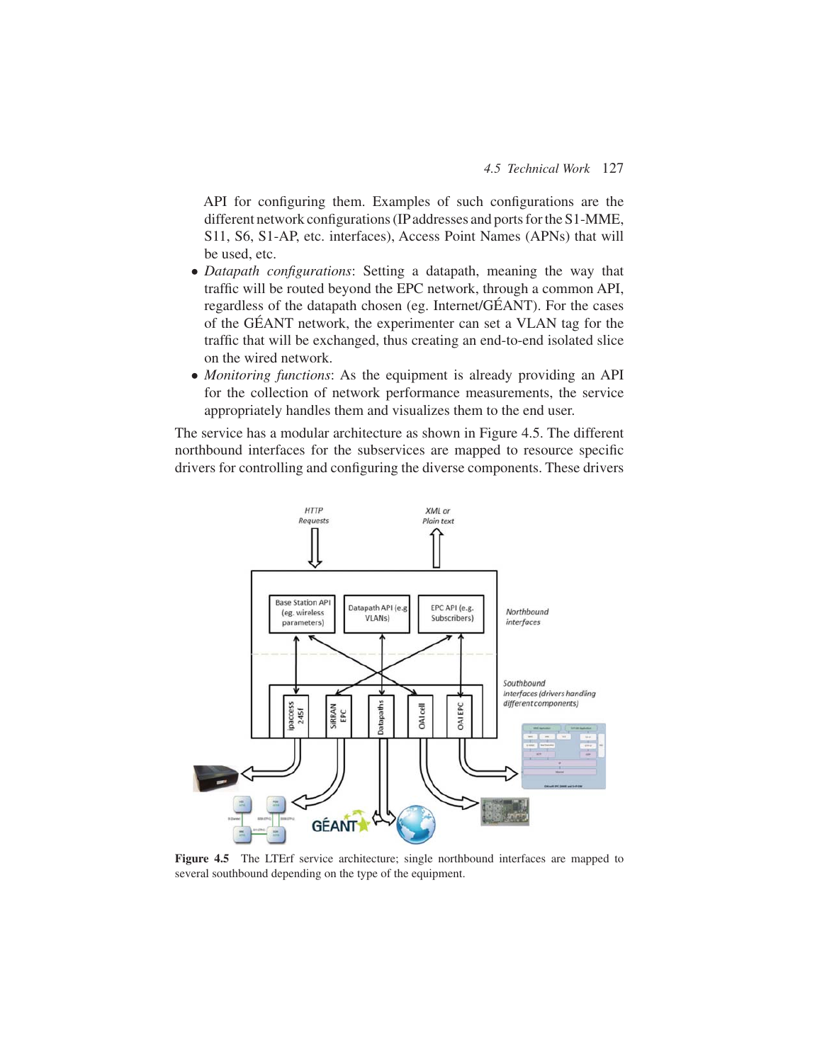API for configuring them. Examples of such configurations are the different network configurations (IP addresses and ports for the S1-MME, S11, S6, S1-AP, etc. interfaces), Access Point Names (APNs) that will be used, etc.

- *Datapath configurations*: Setting a datapath, meaning the way that traffic will be routed beyond the EPC network, through a common API, regardless of the datapath chosen (eg. Internet/GÉANT). For the cases of the GÉANT network, the experimenter can set a VLAN tag for the traffic that will be exchanged, thus creating an end-to-end isolated slice on the wired network.
- *Monitoring functions*: As the equipment is already providing an API for the collection of network performance measurements, the service appropriately handles them and visualizes them to the end user.

The service has a modular architecture as shown in Figure 4.5. The different northbound interfaces for the subservices are mapped to resource specific drivers for controlling and configuring the diverse components. These drivers

**Figure 4.5** The LTErf service architecture; single northbound interfaces are mapped to several southbound depending on the type of the equipment.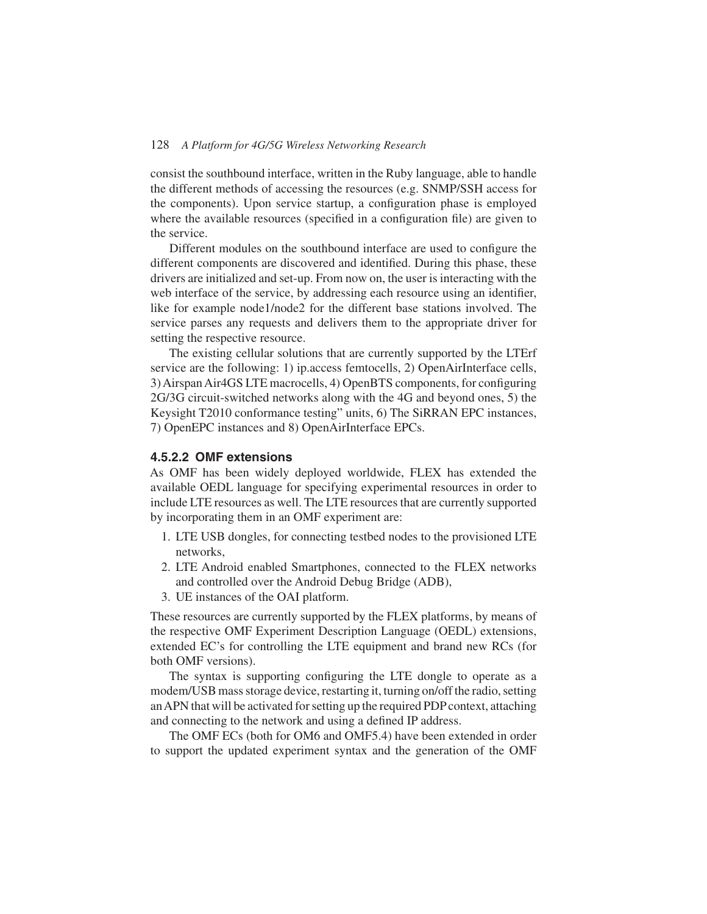consist the southbound interface, written in the Ruby language, able to handle the different methods of accessing the resources (e.g. SNMP/SSH access for the components). Upon service startup, a configuration phase is employed where the available resources (specified in a configuration file) are given to the service.

Different modules on the southbound interface are used to configure the different components are discovered and identified. During this phase, these drivers are initialized and set-up. From now on, the user is interacting with the web interface of the service, by addressing each resource using an identifier, like for example node1/node2 for the different base stations involved. The service parses any requests and delivers them to the appropriate driver for setting the respective resource.

The existing cellular solutions that are currently supported by the LTErf service are the following: 1) ip.access femtocells, 2) OpenAirInterface cells, 3) Airspan Air4GS LTE macrocells, 4) OpenBTS components, for configuring 2G/3G circuit-switched networks along with the 4G and beyond ones, 5) the Keysight T2010 conformance testing" units, 6) The SiRRAN EPC instances, 7) OpenEPC instances and 8) OpenAirInterface EPCs.

#### 4.5.2.2 OMF extensions

As OMF has been widely deployed worldwide, FLEX has extended the available OEDL language for specifying experimental resources in order to include LTE resources as well. The LTE resources that are currently supported by incorporating them in an OMF experiment are:

1. LTE USB dongles, for connecting testbed nodes to the provisioned LTE networks,
2. LTE Android enabled Smartphones, connected to the FLEX networks and controlled over the Android Debug Bridge (ADB),
3. UE instances of the OAI platform.

These resources are currently supported by the FLEX platforms, by means of the respective OMF Experiment Description Language (OEDL) extensions, extended EC's for controlling the LTE equipment and brand new RCs (for both OMF versions).

The syntax is supporting configuring the LTE dongle to operate as a modem/USB mass storage device, restarting it, turning on/off the radio, setting an APN that will be activated for setting up the required PDP context, attaching and connecting to the network and using a defined IP address.

The OMF ECs (both for OM6 and OMF5.4) have been extended in order to support the updated experiment syntax and the generation of the OMF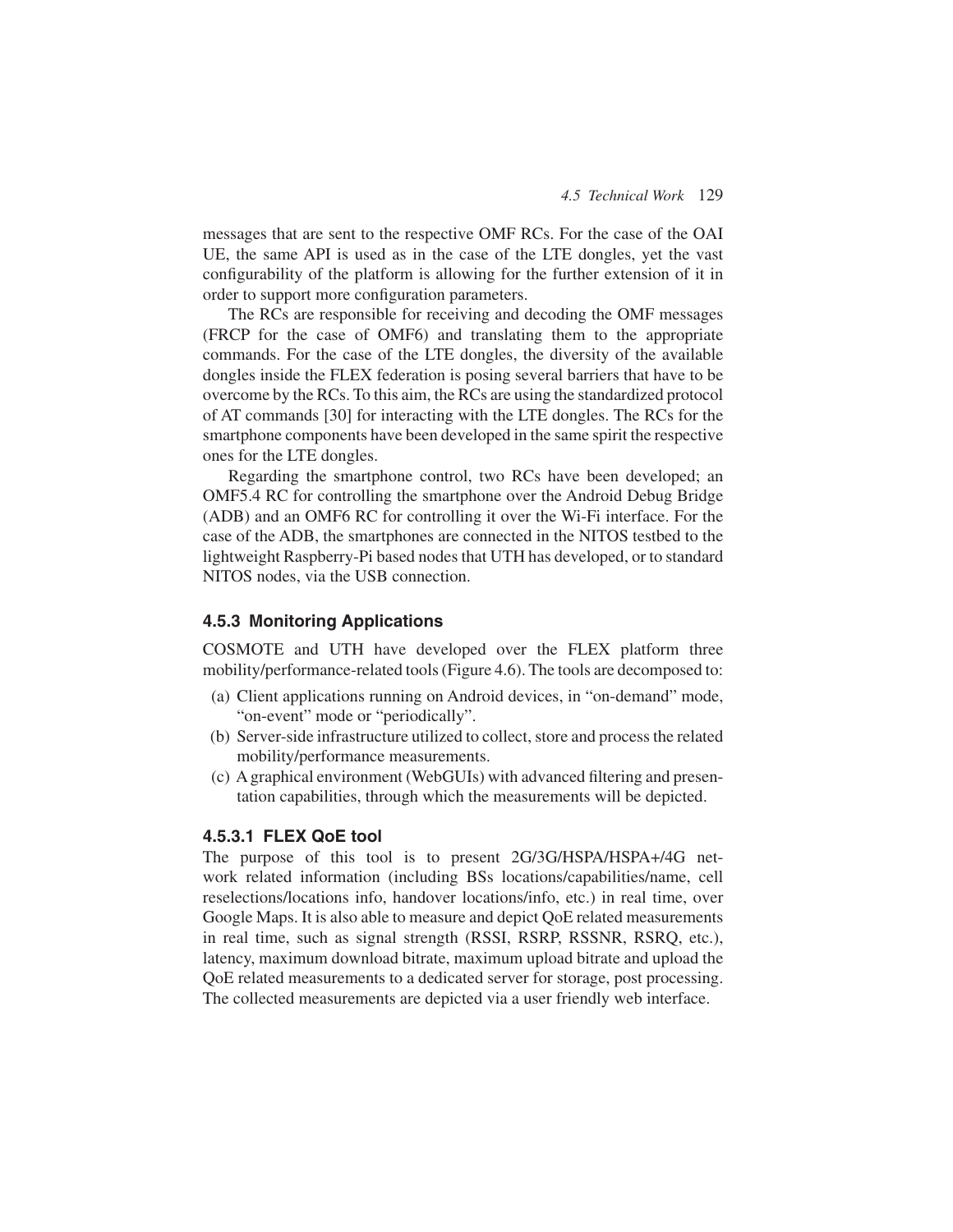messages that are sent to the respective OMF RCs. For the case of the OAI UE, the same API is used as in the case of the LTE dongles, yet the vast configurability of the platform is allowing for the further extension of it in order to support more configuration parameters.

The RCs are responsible for receiving and decoding the OMF messages (FRCP for the case of OMF6) and translating them to the appropriate commands. For the case of the LTE dongles, the diversity of the available dongles inside the FLEX federation is posing several barriers that have to be overcome by the RCs. To this aim, the RCs are using the standardized protocol of AT commands [30] for interacting with the LTE dongles. The RCs for the smartphone components have been developed in the same spirit the respective ones for the LTE dongles.

Regarding the smartphone control, two RCs have been developed; an OMF5.4 RC for controlling the smartphone over the Android Debug Bridge (ADB) and an OMF6 RC for controlling it over the Wi-Fi interface. For the case of the ADB, the smartphones are connected in the NITOS testbed to the lightweight Raspberry-Pi based nodes that UTH has developed, or to standard NITOS nodes, via the USB connection.

### 4.5.3 Monitoring Applications

COSMOTE and UTH have developed over the FLEX platform three mobility/performance-related tools (Figure 4.6). The tools are decomposed to:

(a) Client applications running on Android devices, in "on-demand" mode, "on-event" mode or "periodically".
(b) Server-side infrastructure utilized to collect, store and process the related mobility/performance measurements.
(c) A graphical environment (WebGUIs) with advanced filtering and presentation capabilities, through which the measurements will be depicted.

#### 4.5.3.1 FLEX QoE tool

The purpose of this tool is to present 2G/3G/HSPA/HSPA+/4G network related information (including BSs locations/capabilities/name, cell reselections/locations info, handover locations/info, etc.) in real time, over Google Maps. It is also able to measure and depict QoE related measurements in real time, such as signal strength (RSSI, RSRP, RSSNR, RSRQ, etc.), latency, maximum download bitrate, maximum upload bitrate and upload the QoE related measurements to a dedicated server for storage, post processing. The collected measurements are depicted via a user friendly web interface.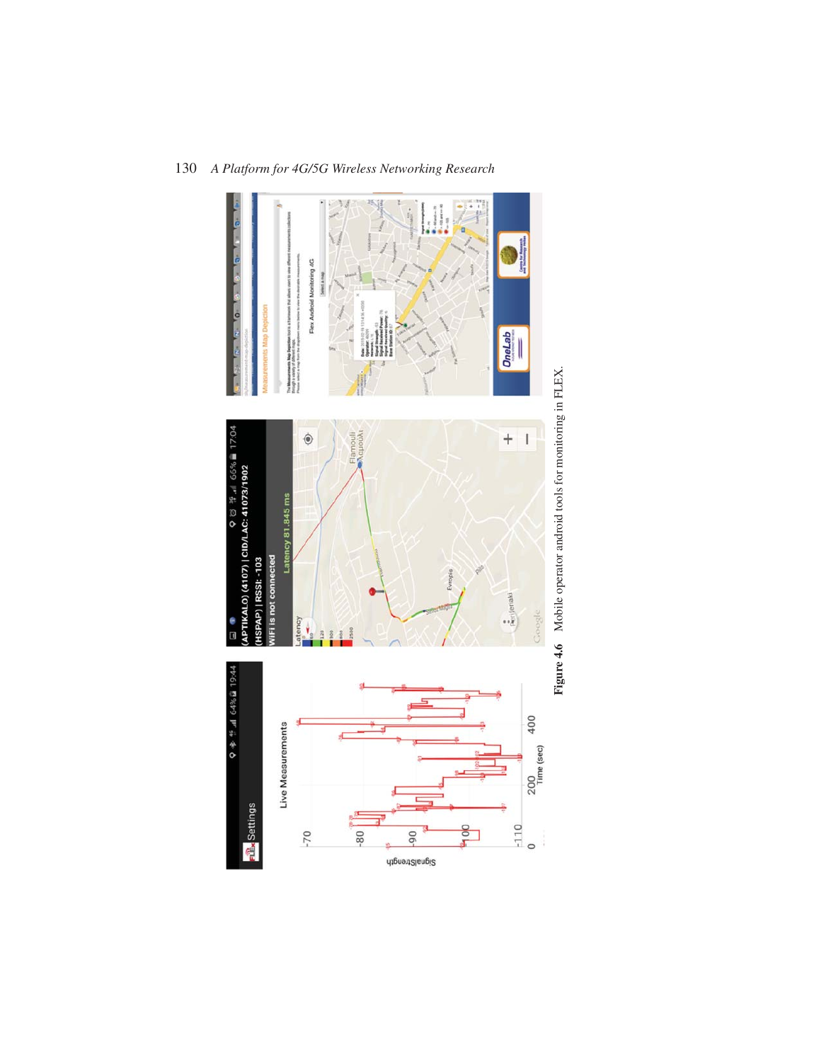Figure 4.6 Mobile operator android tools for monitoring in FLEX.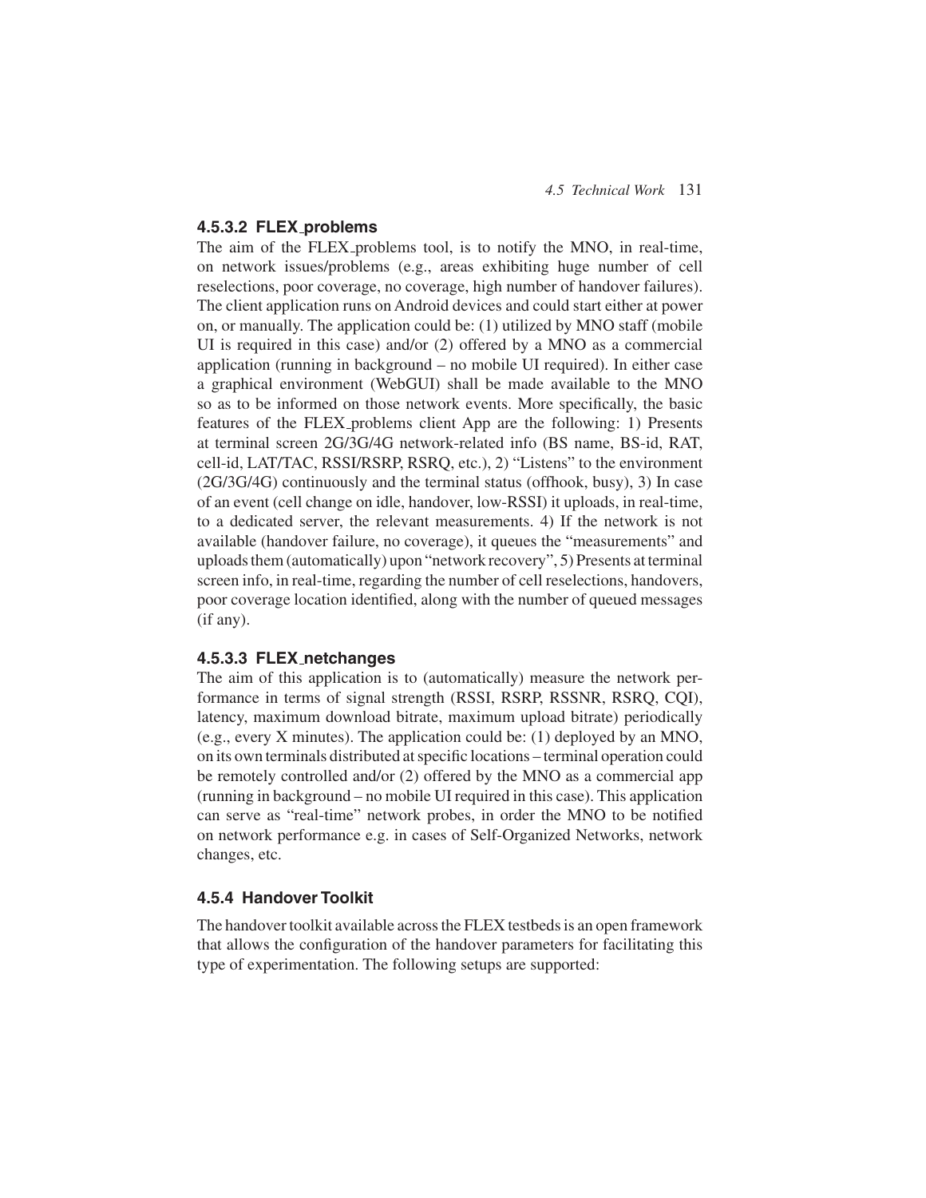#### 4.5.3.2 FLEX_problems

The aim of the FLEX_problems tool, is to notify the MNO, in real-time, on network issues/problems (e.g., areas exhibiting huge number of cell reselections, poor coverage, no coverage, high number of handover failures). The client application runs on Android devices and could start either at power on, or manually. The application could be: (1) utilized by MNO staff (mobile UI is required in this case) and/or (2) offered by a MNO as a commercial application (running in background – no mobile UI required). In either case a graphical environment (WebGUI) shall be made available to the MNO so as to be informed on those network events. More specifically, the basic features of the FLEX_problems client App are the following: 1) Presents at terminal screen 2G/3G/4G network-related info (BS name, BS-id, RAT, cell-id, LAT/TAC, RSSI/RSRP, RSRQ, etc.), 2) "Listens" to the environment (2G/3G/4G) continuously and the terminal status (offhook, busy), 3) In case of an event (cell change on idle, handover, low-RSSI) it uploads, in real-time, to a dedicated server, the relevant measurements. 4) If the network is not available (handover failure, no coverage), it queues the "measurements" and uploads them (automatically) upon "network recovery", 5) Presents at terminal screen info, in real-time, regarding the number of cell reselections, handovers, poor coverage location identified, along with the number of queued messages (if any).

#### 4.5.3.3 FLEX_netchanges

The aim of this application is to (automatically) measure the network performance in terms of signal strength (RSSI, RSRP, RSSNR, RSRQ, CQI), latency, maximum download bitrate, maximum upload bitrate) periodically (e.g., every X minutes). The application could be: (1) deployed by an MNO, on its own terminals distributed at specific locations – terminal operation could be remotely controlled and/or (2) offered by the MNO as a commercial app (running in background – no mobile UI required in this case). This application can serve as "real-time" network probes, in order the MNO to be notified on network performance e.g. in cases of Self-Organized Networks, network changes, etc.

### 4.5.4 Handover Toolkit

The handover toolkit available across the FLEX testbeds is an open framework that allows the configuration of the handover parameters for facilitating this type of experimentation. The following setups are supported: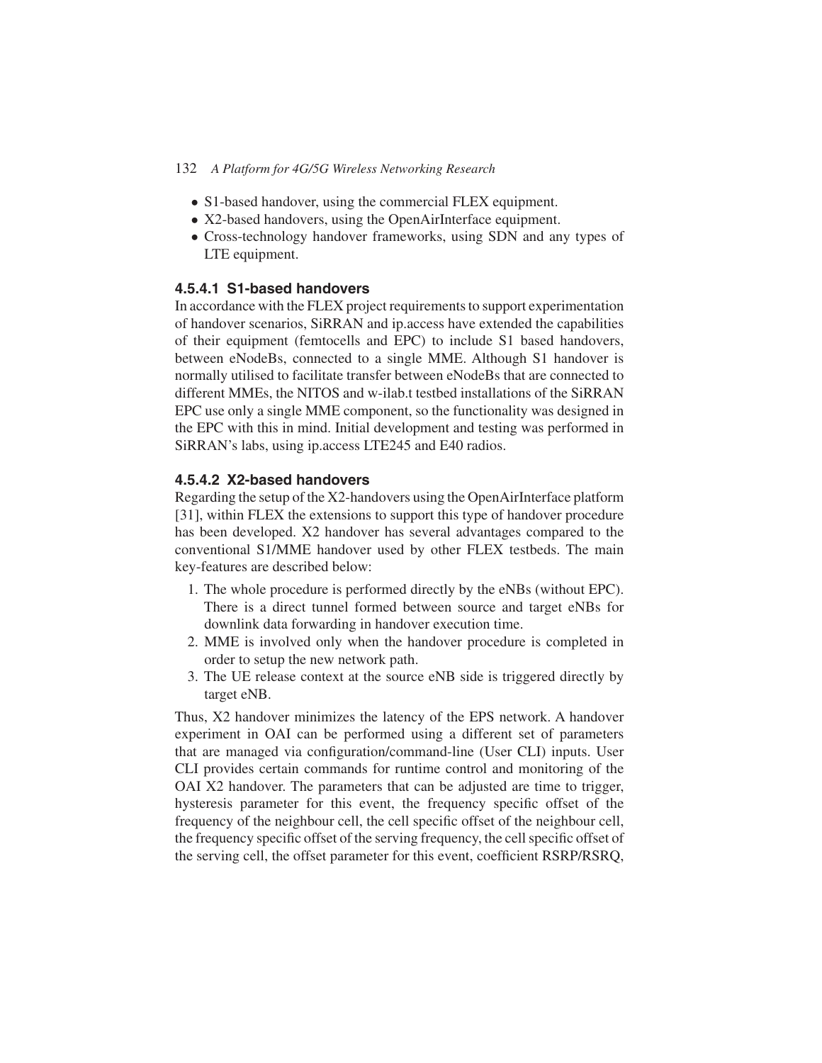- S1-based handover, using the commercial FLEX equipment.
- X2-based handovers, using the OpenAirInterface equipment.
- Cross-technology handover frameworks, using SDN and any types of LTE equipment.

#### 4.5.4.1 S1-based handovers

In accordance with the FLEX project requirements to support experimentation of handover scenarios, SiRRAN and ip.access have extended the capabilities of their equipment (femtocells and EPC) to include S1 based handovers, between eNodeBs, connected to a single MME. Although S1 handover is normally utilised to facilitate transfer between eNodeBs that are connected to different MMEs, the NITOS and w-ilab.t testbed installations of the SiRRAN EPC use only a single MME component, so the functionality was designed in the EPC with this in mind. Initial development and testing was performed in SiRRAN's labs, using ip.access LTE245 and E40 radios.

#### 4.5.4.2 X2-based handovers

Regarding the setup of the X2-handovers using the OpenAirInterface platform [31], within FLEX the extensions to support this type of handover procedure has been developed. X2 handover has several advantages compared to the conventional S1/MME handover used by other FLEX testbeds. The main key-features are described below:

1. The whole procedure is performed directly by the eNBs (without EPC). There is a direct tunnel formed between source and target eNBs for downlink data forwarding in handover execution time.
2. MME is involved only when the handover procedure is completed in order to setup the new network path.
3. The UE release context at the source eNB side is triggered directly by target eNB.

Thus, X2 handover minimizes the latency of the EPS network. A handover experiment in OAI can be performed using a different set of parameters that are managed via configuration/command-line (User CLI) inputs. User CLI provides certain commands for runtime control and monitoring of the OAI X2 handover. The parameters that can be adjusted are time to trigger, hysteresis parameter for this event, the frequency specific offset of the frequency of the neighbour cell, the cell specific offset of the neighbour cell, the frequency specific offset of the serving frequency, the cell specific offset of the serving cell, the offset parameter for this event, coefficient RSRP/RSRQ,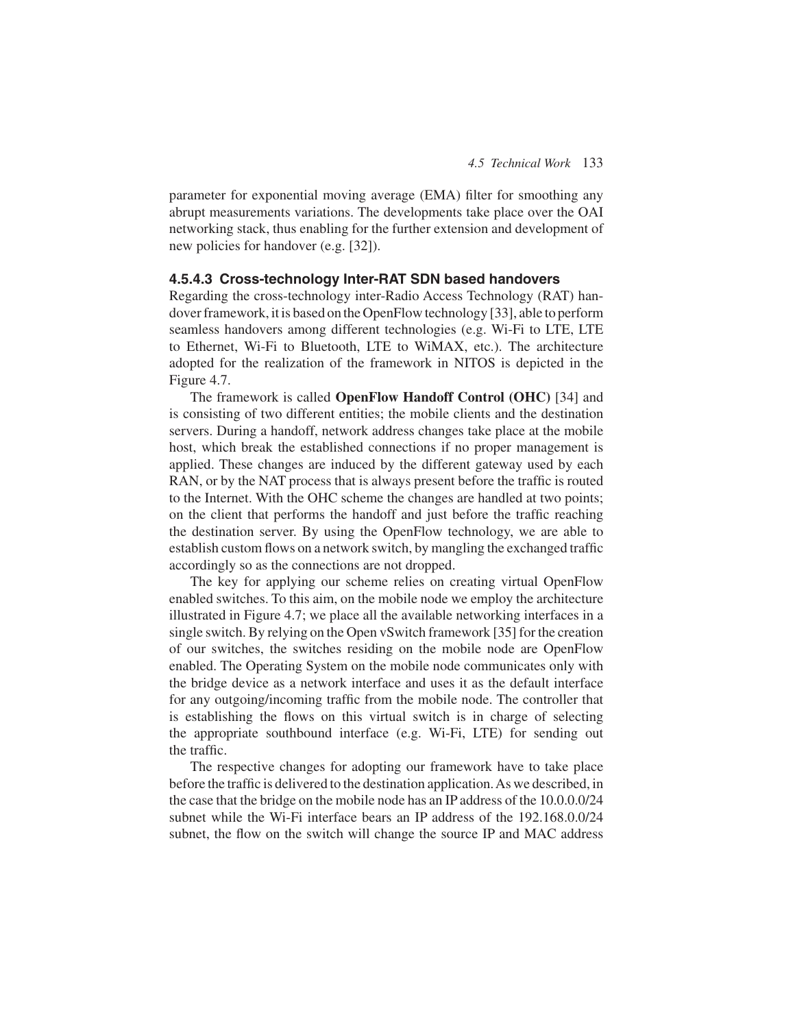parameter for exponential moving average (EMA) filter for smoothing any abrupt measurements variations. The developments take place over the OAI networking stack, thus enabling for the further extension and development of new policies for handover (e.g. [32]).

#### 4.5.4.3 Cross-technology Inter-RAT SDN based handovers

Regarding the cross-technology inter-Radio Access Technology (RAT) handover framework, it is based on the OpenFlow technology [33], able to perform seamless handovers among different technologies (e.g. Wi-Fi to LTE, LTE to Ethernet, Wi-Fi to Bluetooth, LTE to WiMAX, etc.). The architecture adopted for the realization of the framework in NITOS is depicted in the Figure 4.7.

The framework is called **OpenFlow Handoff Control (OHC)** [34] and is consisting of two different entities; the mobile clients and the destination servers. During a handoff, network address changes take place at the mobile host, which break the established connections if no proper management is applied. These changes are induced by the different gateway used by each RAN, or by the NAT process that is always present before the traffic is routed to the Internet. With the OHC scheme the changes are handled at two points; on the client that performs the handoff and just before the traffic reaching the destination server. By using the OpenFlow technology, we are able to establish custom flows on a network switch, by mangling the exchanged traffic accordingly so as the connections are not dropped.

The key for applying our scheme relies on creating virtual OpenFlow enabled switches. To this aim, on the mobile node we employ the architecture illustrated in Figure 4.7; we place all the available networking interfaces in a single switch. By relying on the Open vSwitch framework [35] for the creation of our switches, the switches residing on the mobile node are OpenFlow enabled. The Operating System on the mobile node communicates only with the bridge device as a network interface and uses it as the default interface for any outgoing/incoming traffic from the mobile node. The controller that is establishing the flows on this virtual switch is in charge of selecting the appropriate southbound interface (e.g. Wi-Fi, LTE) for sending out the traffic.

The respective changes for adopting our framework have to take place before the traffic is delivered to the destination application. As we described, in the case that the bridge on the mobile node has an IP address of the 10.0.0.0/24 subnet while the Wi-Fi interface bears an IP address of the 192.168.0.0/24 subnet, the flow on the switch will change the source IP and MAC address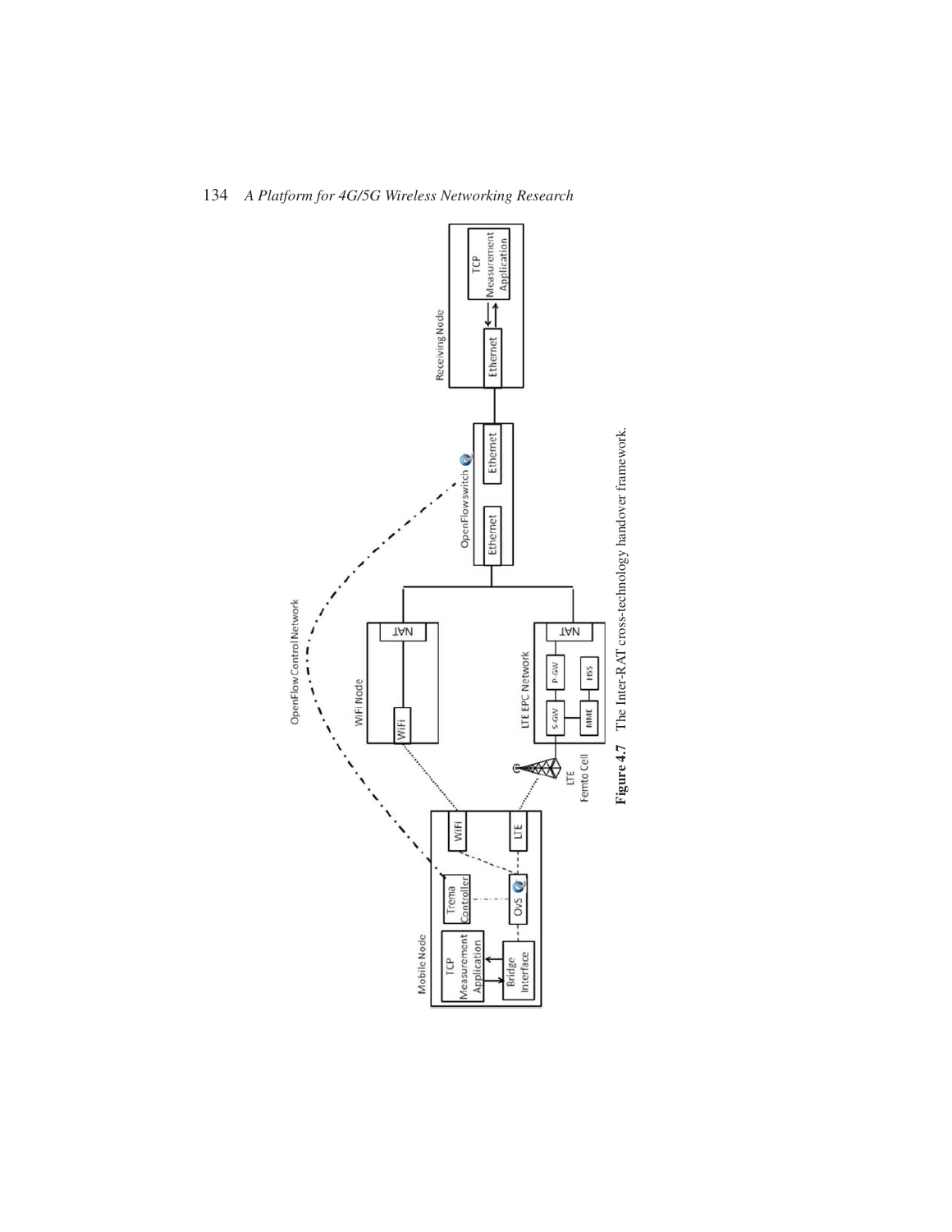**Figure 4.7** The Inter-RAT cross-technology handover framework.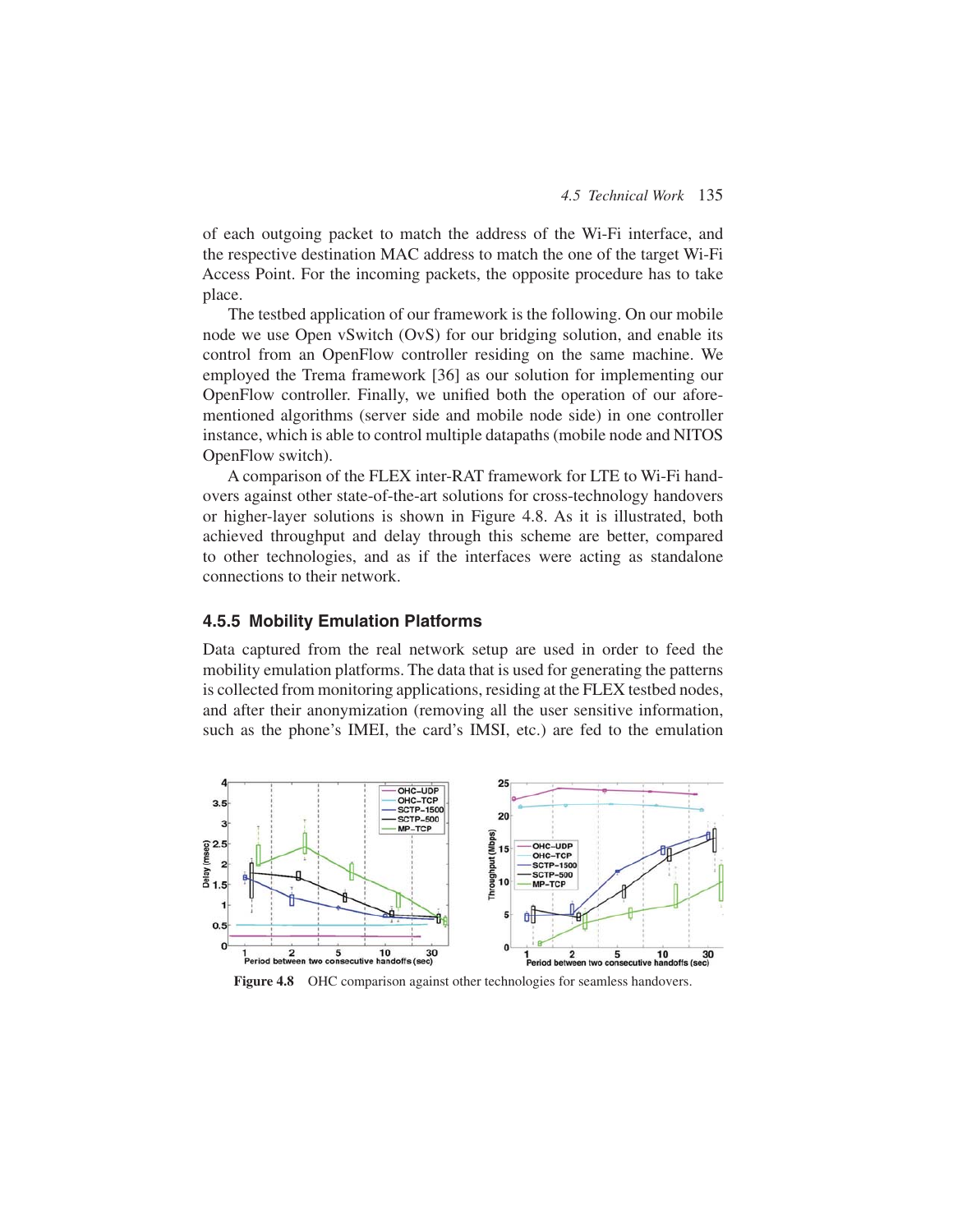of each outgoing packet to match the address of the Wi-Fi interface, and the respective destination MAC address to match the one of the target Wi-Fi Access Point. For the incoming packets, the opposite procedure has to take place.

The testbed application of our framework is the following. On our mobile node we use Open vSwitch (OvS) for our bridging solution, and enable its control from an OpenFlow controller residing on the same machine. We employed the Trema framework [36] as our solution for implementing our OpenFlow controller. Finally, we unified both the operation of our aforementioned algorithms (server side and mobile node side) in one controller instance, which is able to control multiple datapaths (mobile node and NITOS OpenFlow switch).

A comparison of the FLEX inter-RAT framework for LTE to Wi-Fi handovers against other state-of-the-art solutions for cross-technology handovers or higher-layer solutions is shown in Figure 4.8. As it is illustrated, both achieved throughput and delay through this scheme are better, compared to other technologies, and as if the interfaces were acting as standalone connections to their network.

### 4.5.5 Mobility Emulation Platforms

Data captured from the real network setup are used in order to feed the mobility emulation platforms. The data that is used for generating the patterns is collected from monitoring applications, residing at the FLEX testbed nodes, and after their anonymization (removing all the user sensitive information, such as the phone's IMEI, the card's IMSI, etc.) are fed to the emulation

**Figure 4.8** OHC comparison against other technologies for seamless handovers.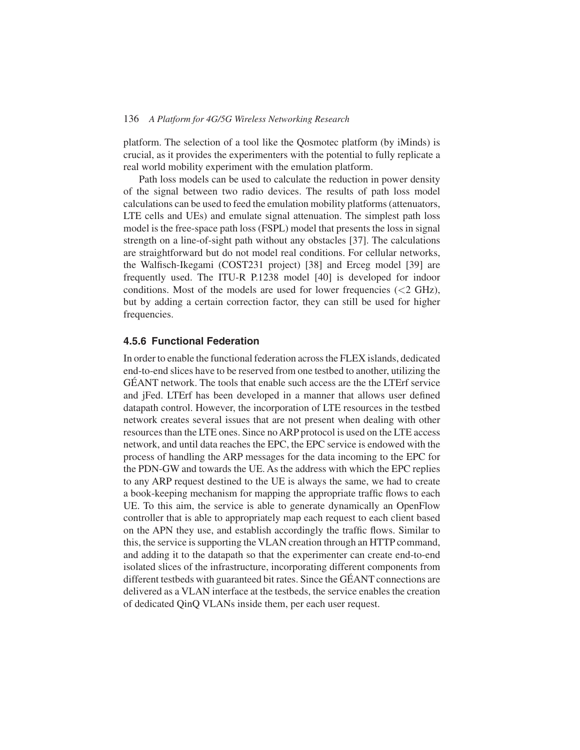platform. The selection of a tool like the Qosmotec platform (by iMinds) is crucial, as it provides the experimenters with the potential to fully replicate a real world mobility experiment with the emulation platform.

Path loss models can be used to calculate the reduction in power density of the signal between two radio devices. The results of path loss model calculations can be used to feed the emulation mobility platforms (attenuators, LTE cells and UEs) and emulate signal attenuation. The simplest path loss model is the free-space path loss (FSPL) model that presents the loss in signal strength on a line-of-sight path without any obstacles [37]. The calculations are straightforward but do not model real conditions. For cellular networks, the Walfisch-Ikegami (COST231 project) [38] and Erceg model [39] are frequently used. The ITU-R P.1238 model [40] is developed for indoor conditions. Most of the models are used for lower frequencies ($<$2 GHz), but by adding a certain correction factor, they can still be used for higher frequencies.

### 4.5.6 Functional Federation

In order to enable the functional federation across the FLEX islands, dedicated end-to-end slices have to be reserved from one testbed to another, utilizing the GÉANT network. The tools that enable such access are the the LTErf service and jFed. LTErf has been developed in a manner that allows user defined datapath control. However, the incorporation of LTE resources in the testbed network creates several issues that are not present when dealing with other resources than the LTE ones. Since no ARP protocol is used on the LTE access network, and until data reaches the EPC, the EPC service is endowed with the process of handling the ARP messages for the data incoming to the EPC for the PDN-GW and towards the UE. As the address with which the EPC replies to any ARP request destined to the UE is always the same, we had to create a book-keeping mechanism for mapping the appropriate traffic flows to each UE. To this aim, the service is able to generate dynamically an OpenFlow controller that is able to appropriately map each request to each client based on the APN they use, and establish accordingly the traffic flows. Similar to this, the service is supporting the VLAN creation through an HTTP command, and adding it to the datapath so that the experimenter can create end-to-end isolated slices of the infrastructure, incorporating different components from different testbeds with guaranteed bit rates. Since the GÉANT connections are delivered as a VLAN interface at the testbeds, the service enables the creation of dedicated QinQ VLANs inside them, per each user request.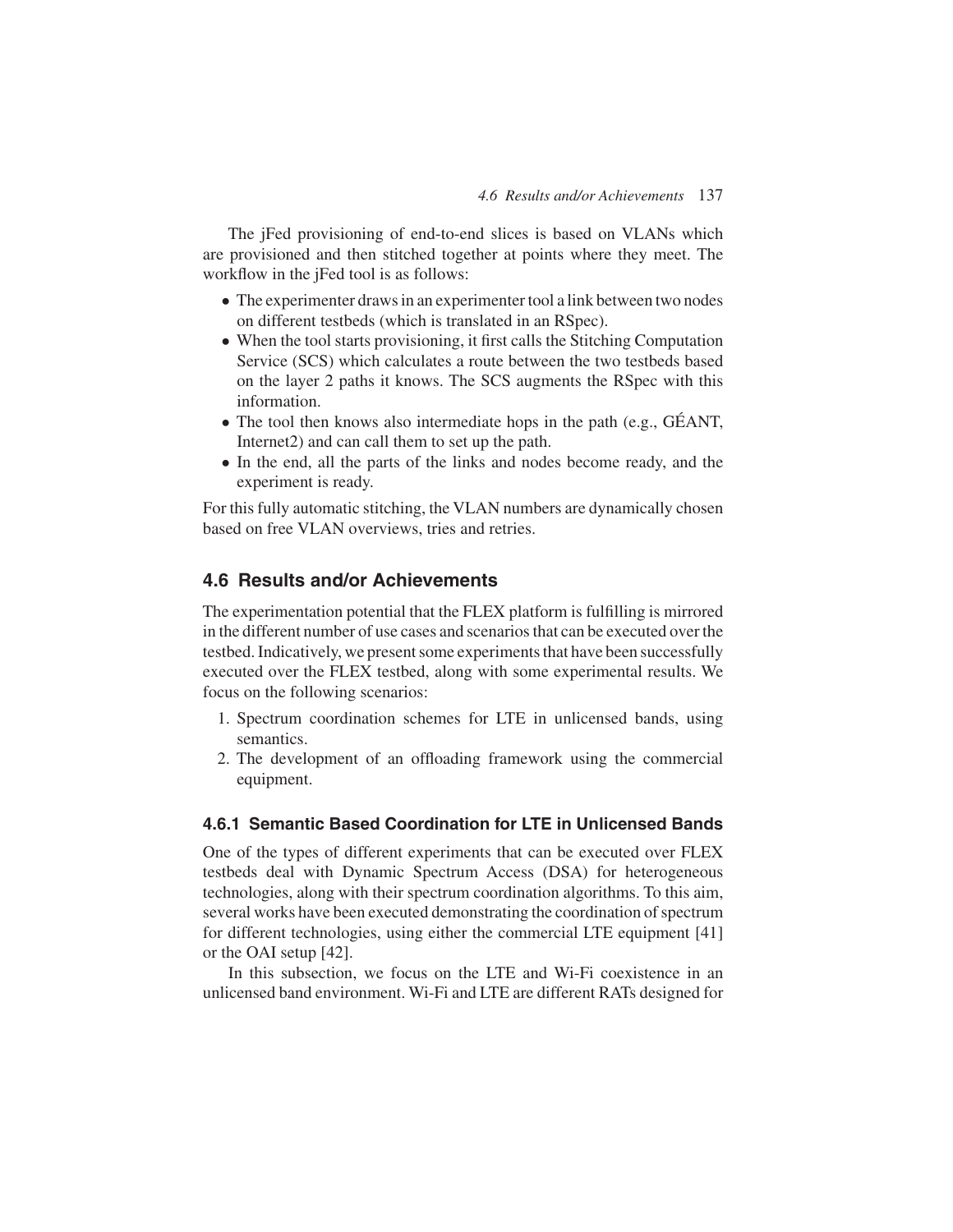The jFed provisioning of end-to-end slices is based on VLANs which are provisioned and then stitched together at points where they meet. The workflow in the jFed tool is as follows:

- The experimenter draws in an experimenter tool a link between two nodes on different testbeds (which is translated in an RSpec).
- When the tool starts provisioning, it first calls the Stitching Computation Service (SCS) which calculates a route between the two testbeds based on the layer 2 paths it knows. The SCS augments the RSpec with this information.
- The tool then knows also intermediate hops in the path (e.g., GÉANT, Internet2) and can call them to set up the path.
- In the end, all the parts of the links and nodes become ready, and the experiment is ready.

For this fully automatic stitching, the VLAN numbers are dynamically chosen based on free VLAN overviews, tries and retries.

## 4.6 Results and/or Achievements

The experimentation potential that the FLEX platform is fulfilling is mirrored in the different number of use cases and scenarios that can be executed over the testbed. Indicatively, we present some experiments that have been successfully executed over the FLEX testbed, along with some experimental results. We focus on the following scenarios:

1. Spectrum coordination schemes for LTE in unlicensed bands, using semantics.
2. The development of an offloading framework using the commercial equipment.

### 4.6.1 Semantic Based Coordination for LTE in Unlicensed Bands

One of the types of different experiments that can be executed over FLEX testbeds deal with Dynamic Spectrum Access (DSA) for heterogeneous technologies, along with their spectrum coordination algorithms. To this aim, several works have been executed demonstrating the coordination of spectrum for different technologies, using either the commercial LTE equipment [41] or the OAI setup [42].

In this subsection, we focus on the LTE and Wi-Fi coexistence in an unlicensed band environment. Wi-Fi and LTE are different RATs designed for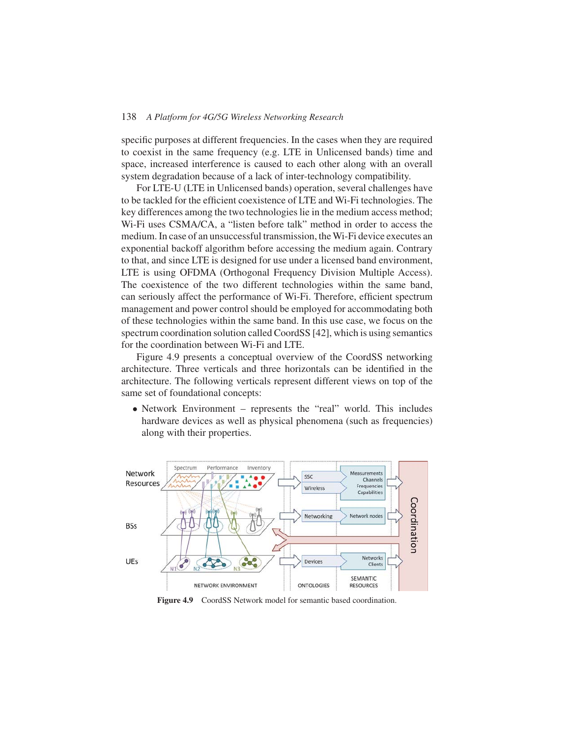specific purposes at different frequencies. In the cases when they are required to coexist in the same frequency (e.g. LTE in Unlicensed bands) time and space, increased interference is caused to each other along with an overall system degradation because of a lack of inter-technology compatibility.

For LTE-U (LTE in Unlicensed bands) operation, several challenges have to be tackled for the efficient coexistence of LTE and Wi-Fi technologies. The key differences among the two technologies lie in the medium access method; Wi-Fi uses CSMA/CA, a "listen before talk" method in order to access the medium. In case of an unsuccessful transmission, the Wi-Fi device executes an exponential backoff algorithm before accessing the medium again. Contrary to that, and since LTE is designed for use under a licensed band environment, LTE is using OFDMA (Orthogonal Frequency Division Multiple Access). The coexistence of the two different technologies within the same band, can seriously affect the performance of Wi-Fi. Therefore, efficient spectrum management and power control should be employed for accommodating both of these technologies within the same band. In this use case, we focus on the spectrum coordination solution called CoordSS [42], which is using semantics for the coordination between Wi-Fi and LTE.

Figure 4.9 presents a conceptual overview of the CoordSS networking architecture. Three verticals and three horizontals can be identified in the architecture. The following verticals represent different views on top of the same set of foundational concepts:

- Network Environment – represents the "real" world. This includes hardware devices as well as physical phenomena (such as frequencies) along with their properties.

**Figure 4.9** CoordSS Network model for semantic based coordination.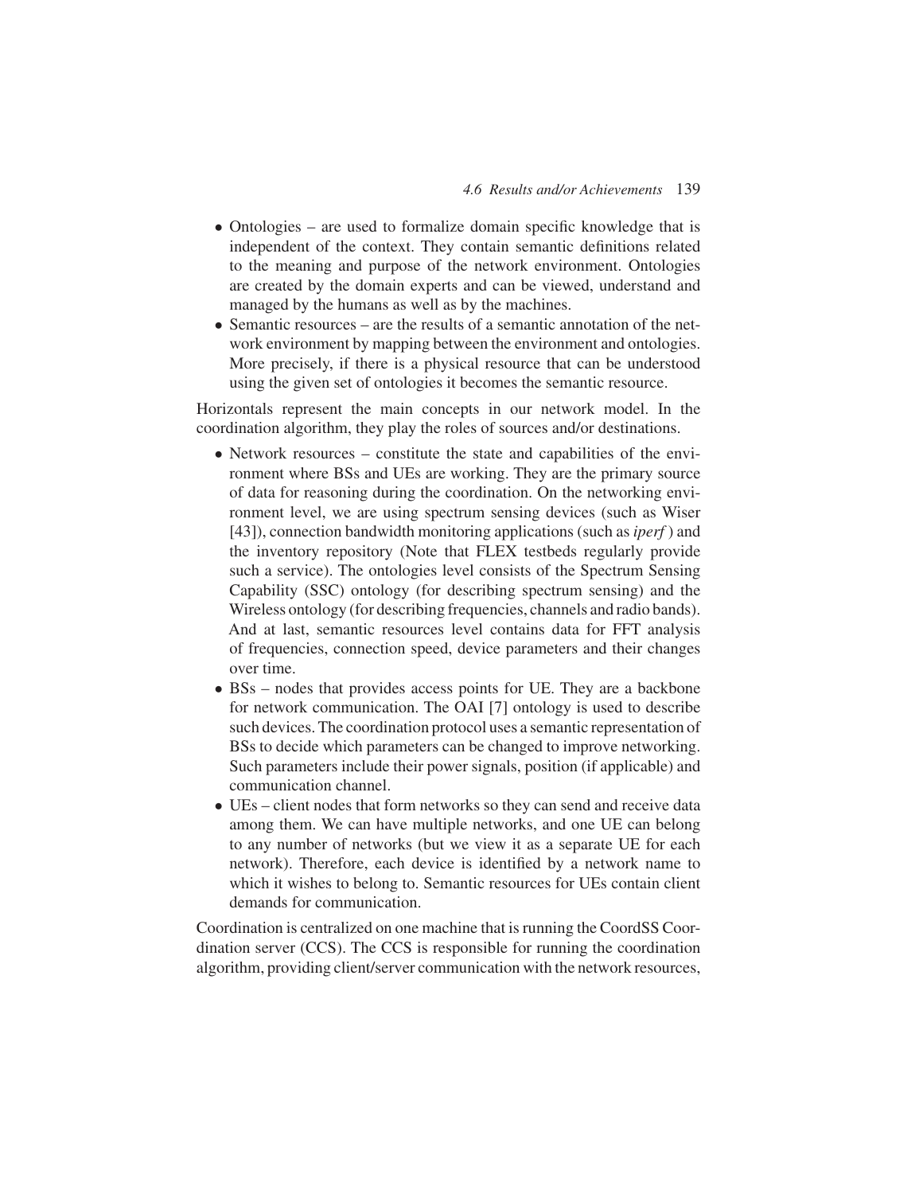- Ontologies – are used to formalize domain specific knowledge that is independent of the context. They contain semantic definitions related to the meaning and purpose of the network environment. Ontologies are created by the domain experts and can be viewed, understand and managed by the humans as well as by the machines.
- Semantic resources – are the results of a semantic annotation of the network environment by mapping between the environment and ontologies. More precisely, if there is a physical resource that can be understood using the given set of ontologies it becomes the semantic resource.

Horizontals represent the main concepts in our network model. In the coordination algorithm, they play the roles of sources and/or destinations.

- Network resources – constitute the state and capabilities of the environment where BSs and UEs are working. They are the primary source of data for reasoning during the coordination. On the networking environment level, we are using spectrum sensing devices (such as Wiser [43]), connection bandwidth monitoring applications (such as *iperf* ) and the inventory repository (Note that FLEX testbeds regularly provide such a service). The ontologies level consists of the Spectrum Sensing Capability (SSC) ontology (for describing spectrum sensing) and the Wireless ontology (for describing frequencies, channels and radio bands). And at last, semantic resources level contains data for FFT analysis of frequencies, connection speed, device parameters and their changes over time.
- BSs – nodes that provides access points for UE. They are a backbone for network communication. The OAI [7] ontology is used to describe such devices. The coordination protocol uses a semantic representation of BSs to decide which parameters can be changed to improve networking. Such parameters include their power signals, position (if applicable) and communication channel.
- UEs – client nodes that form networks so they can send and receive data among them. We can have multiple networks, and one UE can belong to any number of networks (but we view it as a separate UE for each network). Therefore, each device is identified by a network name to which it wishes to belong to. Semantic resources for UEs contain client demands for communication.

Coordination is centralized on one machine that is running the CoordSS Coordination server (CCS). The CCS is responsible for running the coordination algorithm, providing client/server communication with the network resources,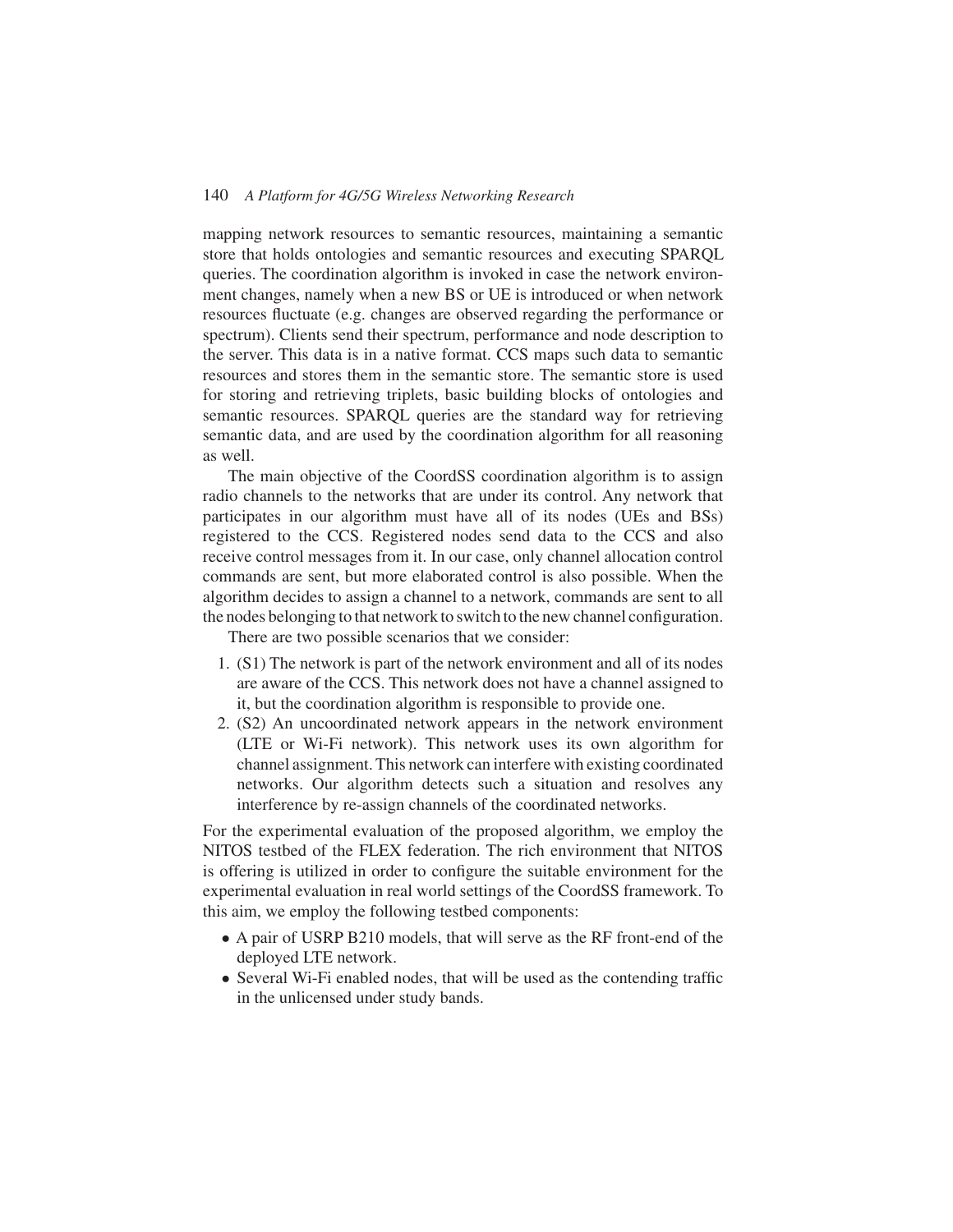mapping network resources to semantic resources, maintaining a semantic store that holds ontologies and semantic resources and executing SPARQL queries. The coordination algorithm is invoked in case the network environment changes, namely when a new BS or UE is introduced or when network resources fluctuate (e.g. changes are observed regarding the performance or spectrum). Clients send their spectrum, performance and node description to the server. This data is in a native format. CCS maps such data to semantic resources and stores them in the semantic store. The semantic store is used for storing and retrieving triplets, basic building blocks of ontologies and semantic resources. SPARQL queries are the standard way for retrieving semantic data, and are used by the coordination algorithm for all reasoning as well.

The main objective of the CoordSS coordination algorithm is to assign radio channels to the networks that are under its control. Any network that participates in our algorithm must have all of its nodes (UEs and BSs) registered to the CCS. Registered nodes send data to the CCS and also receive control messages from it. In our case, only channel allocation control commands are sent, but more elaborated control is also possible. When the algorithm decides to assign a channel to a network, commands are sent to all the nodes belonging to that network to switch to the new channel configuration.

There are two possible scenarios that we consider:

1. (S1) The network is part of the network environment and all of its nodes are aware of the CCS. This network does not have a channel assigned to it, but the coordination algorithm is responsible to provide one.
2. (S2) An uncoordinated network appears in the network environment (LTE or Wi-Fi network). This network uses its own algorithm for channel assignment. This network can interfere with existing coordinated networks. Our algorithm detects such a situation and resolves any interference by re-assign channels of the coordinated networks.

For the experimental evaluation of the proposed algorithm, we employ the NITOS testbed of the FLEX federation. The rich environment that NITOS is offering is utilized in order to configure the suitable environment for the experimental evaluation in real world settings of the CoordSS framework. To this aim, we employ the following testbed components:

- A pair of USRP B210 models, that will serve as the RF front-end of the deployed LTE network.
- Several Wi-Fi enabled nodes, that will be used as the contending traffic in the unlicensed under study bands.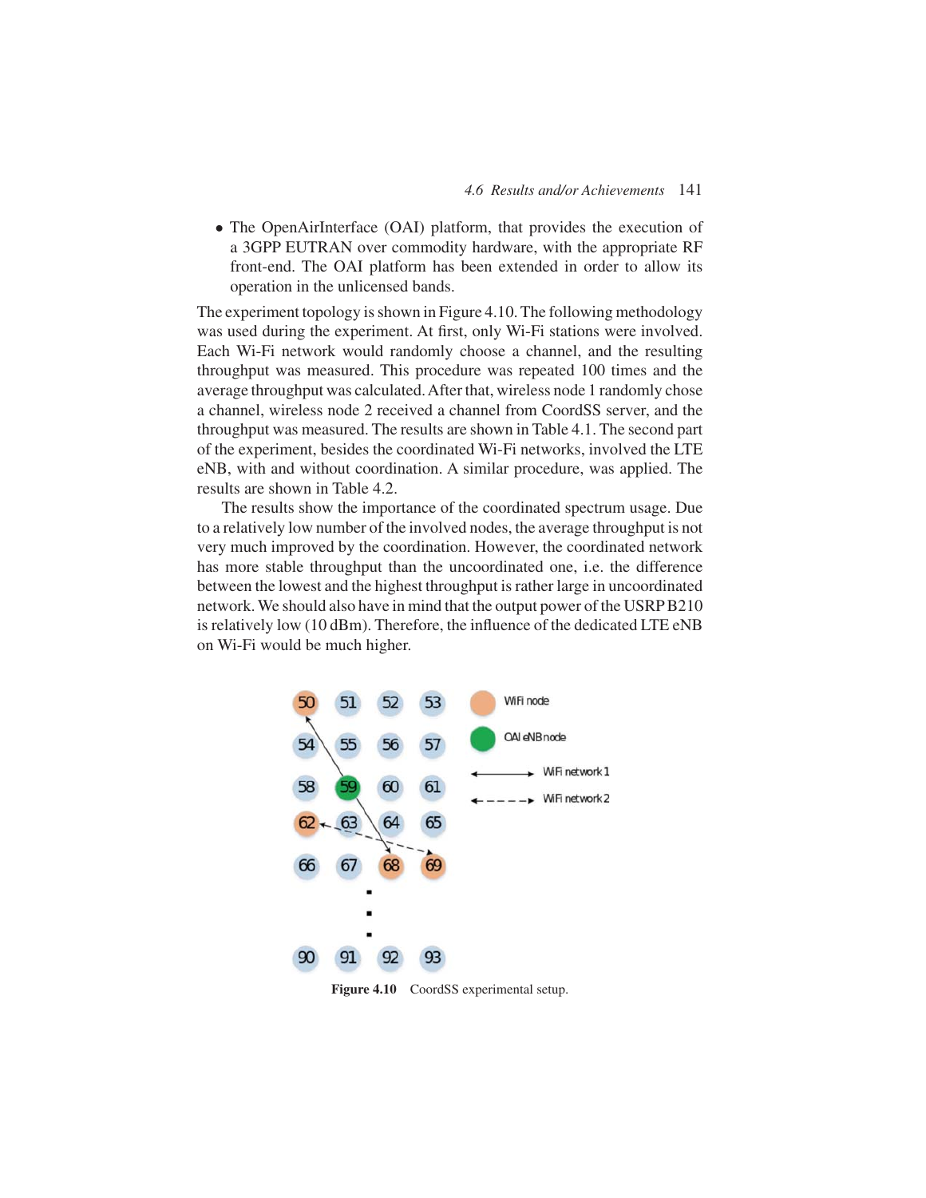- The OpenAirInterface (OAI) platform, that provides the execution of a 3GPP EUTRAN over commodity hardware, with the appropriate RF front-end. The OAI platform has been extended in order to allow its operation in the unlicensed bands.

The experiment topology is shown in Figure 4.10. The following methodology was used during the experiment. At first, only Wi-Fi stations were involved. Each Wi-Fi network would randomly choose a channel, and the resulting throughput was measured. This procedure was repeated 100 times and the average throughput was calculated. After that, wireless node 1 randomly chose a channel, wireless node 2 received a channel from CoordSS server, and the throughput was measured. The results are shown in Table 4.1. The second part of the experiment, besides the coordinated Wi-Fi networks, involved the LTE eNB, with and without coordination. A similar procedure, was applied. The results are shown in Table 4.2.

The results show the importance of the coordinated spectrum usage. Due to a relatively low number of the involved nodes, the average throughput is not very much improved by the coordination. However, the coordinated network has more stable throughput than the uncoordinated one, i.e. the difference between the lowest and the highest throughput is rather large in uncoordinated network. We should also have in mind that the output power of the USRP B210 is relatively low (10 dBm). Therefore, the influence of the dedicated LTE eNB on Wi-Fi would be much higher.

**Figure 4.10** CoordSS experimental setup.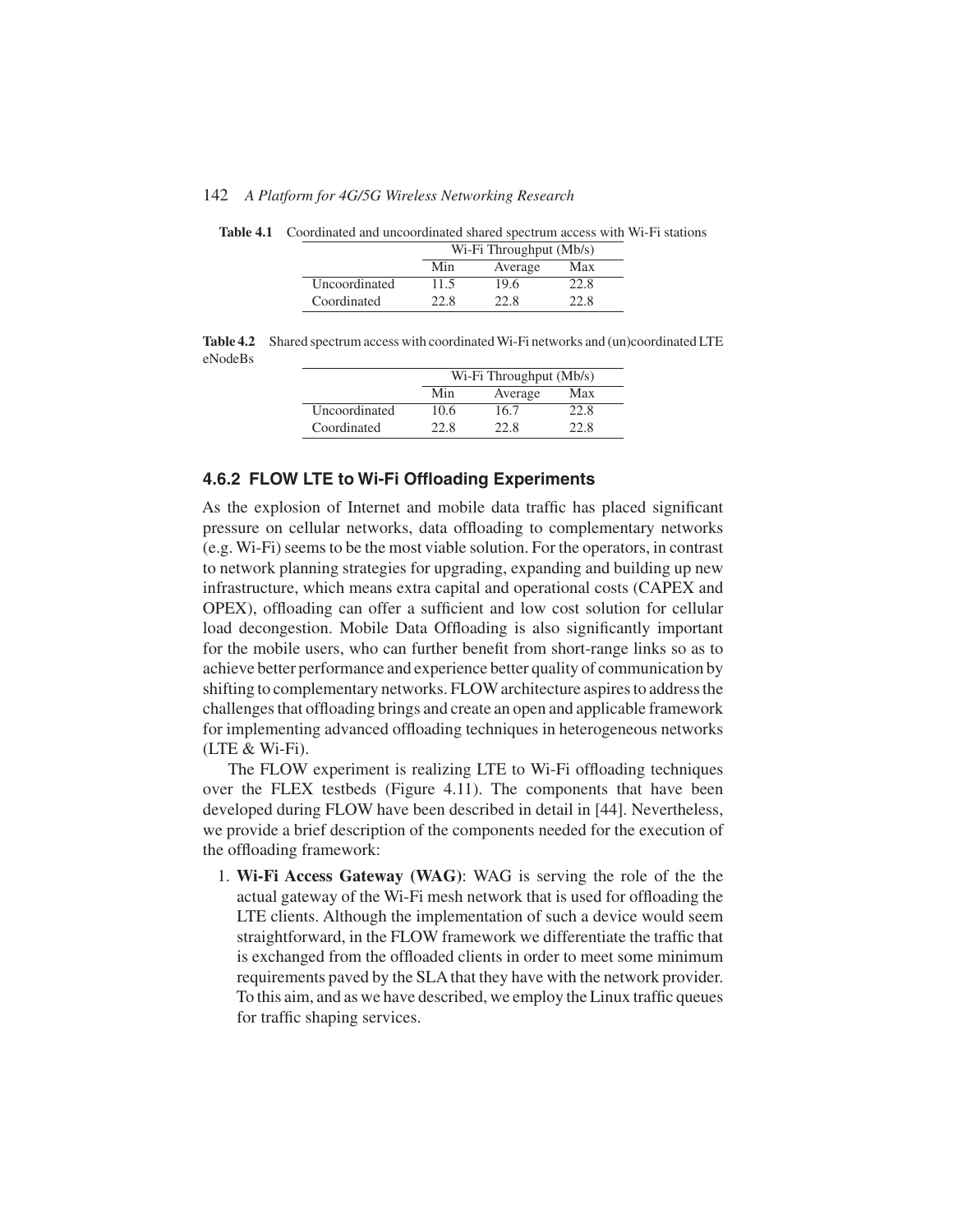**Table 4.1** Coordinated and uncoordinated shared spectrum access with Wi-Fi stations

| | Wi-Fi Throughput (Mb/s) | | |
|---|---|---|---|
| | Min | Average | Max |
| Uncoordinated | 11.5 | 19.6 | 22.8 |
| Coordinated | 22.8 | 22.8 | 22.8 |

**Table 4.2** Shared spectrum access with coordinated Wi-Fi networks and (un)coordinated LTE eNodeBs

| | Wi-Fi Throughput (Mb/s) | | |
|---|---|---|---|
| | Min | Average | Max |
| Uncoordinated | 10.6 | 16.7 | 22.8 |
| Coordinated | 22.8 | 22.8 | 22.8 |

### 4.6.2 FLOW LTE to Wi-Fi Offloading Experiments

As the explosion of Internet and mobile data traffic has placed significant pressure on cellular networks, data offloading to complementary networks (e.g. Wi-Fi) seems to be the most viable solution. For the operators, in contrast to network planning strategies for upgrading, expanding and building up new infrastructure, which means extra capital and operational costs (CAPEX and OPEX), offloading can offer a sufficient and low cost solution for cellular load decongestion. Mobile Data Offloading is also significantly important for the mobile users, who can further benefit from short-range links so as to achieve better performance and experience better quality of communication by shifting to complementary networks. FLOW architecture aspires to address the challenges that offloading brings and create an open and applicable framework for implementing advanced offloading techniques in heterogeneous networks (LTE & Wi-Fi).

The FLOW experiment is realizing LTE to Wi-Fi offloading techniques over the FLEX testbeds (Figure 4.11). The components that have been developed during FLOW have been described in detail in [44]. Nevertheless, we provide a brief description of the components needed for the execution of the offloading framework:

1. **Wi-Fi Access Gateway (WAG)**: WAG is serving the role of the the actual gateway of the Wi-Fi mesh network that is used for offloading the LTE clients. Although the implementation of such a device would seem straightforward, in the FLOW framework we differentiate the traffic that is exchanged from the offloaded clients in order to meet some minimum requirements paved by the SLA that they have with the network provider. To this aim, and as we have described, we employ the Linux traffic queues for traffic shaping services.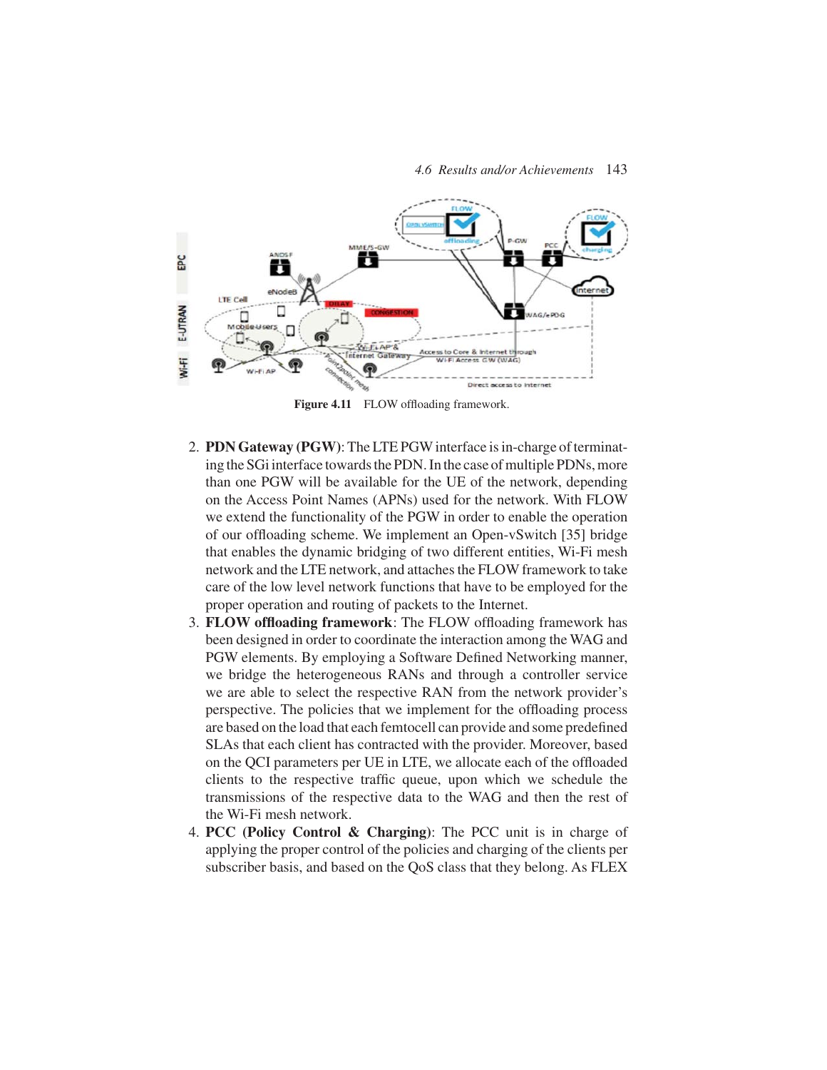Figure 4.11 FLOW offloading framework.

2. **PDN Gateway (PGW)**: The LTE PGW interface is in-charge of terminating the SGi interface towards the PDN. In the case of multiple PDNs, more than one PGW will be available for the UE of the network, depending on the Access Point Names (APNs) used for the network. With FLOW we extend the functionality of the PGW in order to enable the operation of our offloading scheme. We implement an Open-vSwitch [35] bridge that enables the dynamic bridging of two different entities, Wi-Fi mesh network and the LTE network, and attaches the FLOW framework to take care of the low level network functions that have to be employed for the proper operation and routing of packets to the Internet.
3. **FLOW offloading framework**: The FLOW offloading framework has been designed in order to coordinate the interaction among the WAG and PGW elements. By employing a Software Defined Networking manner, we bridge the heterogeneous RANs and through a controller service we are able to select the respective RAN from the network provider's perspective. The policies that we implement for the offloading process are based on the load that each femtocell can provide and some predefined SLAs that each client has contracted with the provider. Moreover, based on the QCI parameters per UE in LTE, we allocate each of the offloaded clients to the respective traffic queue, upon which we schedule the transmissions of the respective data to the WAG and then the rest of the Wi-Fi mesh network.
4. **PCC (Policy Control & Charging)**: The PCC unit is in charge of applying the proper control of the policies and charging of the clients per subscriber basis, and based on the QoS class that they belong. As FLEX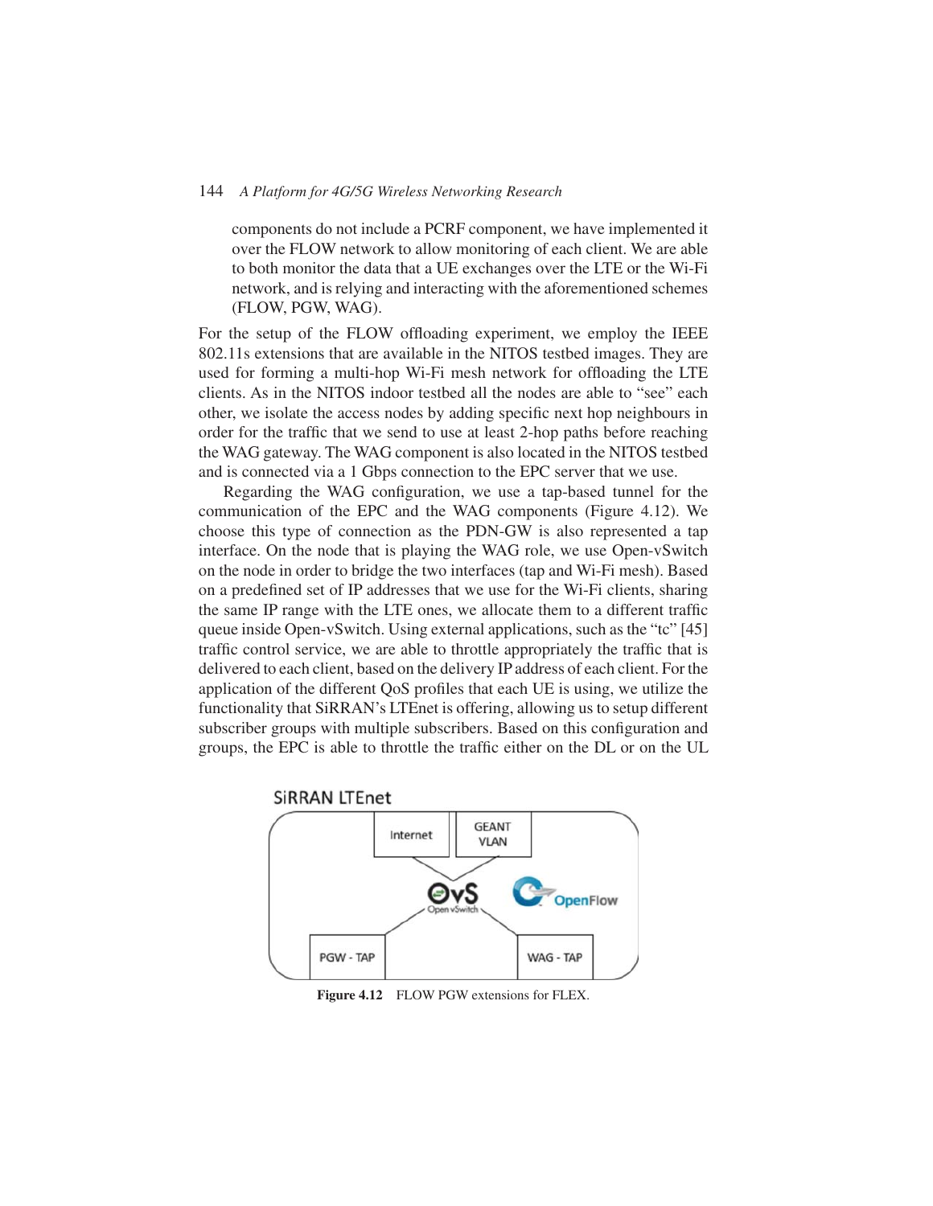components do not include a PCRF component, we have implemented it over the FLOW network to allow monitoring of each client. We are able to both monitor the data that a UE exchanges over the LTE or the Wi-Fi network, and is relying and interacting with the aforementioned schemes (FLOW, PGW, WAG).

For the setup of the FLOW offloading experiment, we employ the IEEE 802.11s extensions that are available in the NITOS testbed images. They are used for forming a multi-hop Wi-Fi mesh network for offloading the LTE clients. As in the NITOS indoor testbed all the nodes are able to "see" each other, we isolate the access nodes by adding specific next hop neighbours in order for the traffic that we send to use at least 2-hop paths before reaching the WAG gateway. The WAG component is also located in the NITOS testbed and is connected via a 1 Gbps connection to the EPC server that we use.

Regarding the WAG configuration, we use a tap-based tunnel for the communication of the EPC and the WAG components (Figure 4.12). We choose this type of connection as the PDN-GW is also represented a tap interface. On the node that is playing the WAG role, we use Open-vSwitch on the node in order to bridge the two interfaces (tap and Wi-Fi mesh). Based on a predefined set of IP addresses that we use for the Wi-Fi clients, sharing the same IP range with the LTE ones, we allocate them to a different traffic queue inside Open-vSwitch. Using external applications, such as the "tc" [45] traffic control service, we are able to throttle appropriately the traffic that is delivered to each client, based on the delivery IP address of each client. For the application of the different QoS profiles that each UE is using, we utilize the functionality that SiRRAN's LTEnet is offering, allowing us to setup different subscriber groups with multiple subscribers. Based on this configuration and groups, the EPC is able to throttle the traffic either on the DL or on the UL

**Figure 4.12** FLOW PGW extensions for FLEX.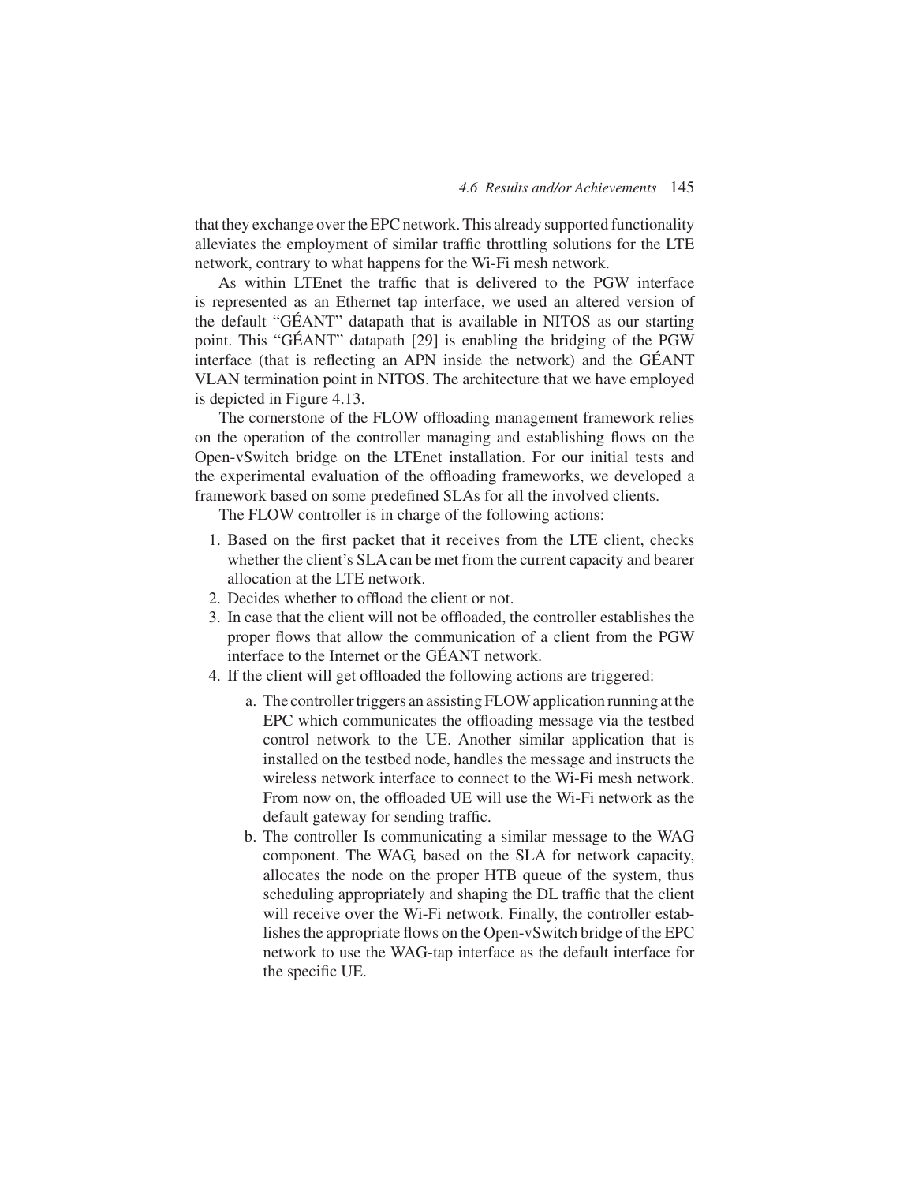that they exchange over the EPC network. This already supported functionality alleviates the employment of similar traffic throttling solutions for the LTE network, contrary to what happens for the Wi-Fi mesh network.

As within LTEnet the traffic that is delivered to the PGW interface is represented as an Ethernet tap interface, we used an altered version of the default "GÉANT" datapath that is available in NITOS as our starting point. This "GÉANT" datapath [29] is enabling the bridging of the PGW interface (that is reflecting an APN inside the network) and the GÉANT VLAN termination point in NITOS. The architecture that we have employed is depicted in Figure 4.13.

The cornerstone of the FLOW offloading management framework relies on the operation of the controller managing and establishing flows on the Open-vSwitch bridge on the LTEnet installation. For our initial tests and the experimental evaluation of the offloading frameworks, we developed a framework based on some predefined SLAs for all the involved clients.

The FLOW controller is in charge of the following actions:

1. Based on the first packet that it receives from the LTE client, checks whether the client's SLA can be met from the current capacity and bearer allocation at the LTE network.
2. Decides whether to offload the client or not.
3. In case that the client will not be offloaded, the controller establishes the proper flows that allow the communication of a client from the PGW interface to the Internet or the GÉANT network.
4. If the client will get offloaded the following actions are triggered:
   a. The controller triggers an assisting FLOW application running at the EPC which communicates the offloading message via the testbed control network to the UE. Another similar application that is installed on the testbed node, handles the message and instructs the wireless network interface to connect to the Wi-Fi mesh network. From now on, the offloaded UE will use the Wi-Fi network as the default gateway for sending traffic.
   b. The controller Is communicating a similar message to the WAG component. The WAG, based on the SLA for network capacity, allocates the node on the proper HTB queue of the system, thus scheduling appropriately and shaping the DL traffic that the client will receive over the Wi-Fi network. Finally, the controller establishes the appropriate flows on the Open-vSwitch bridge of the EPC network to use the WAG-tap interface as the default interface for the specific UE.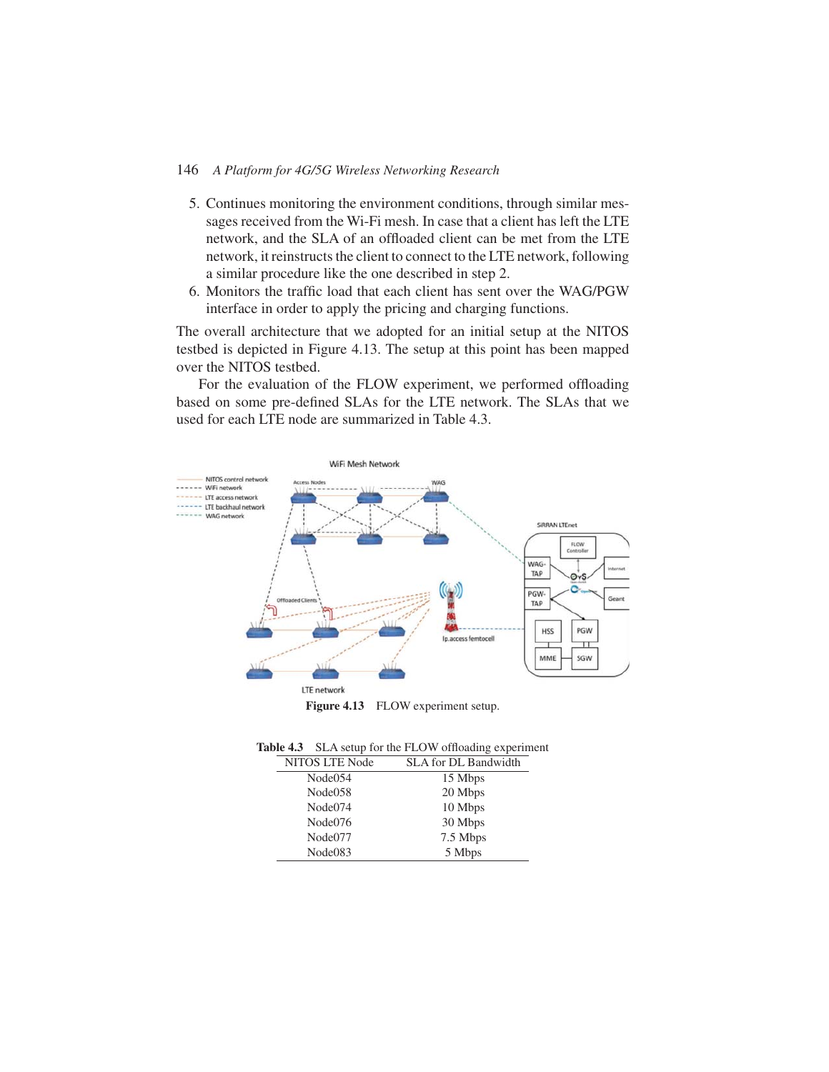5. Continues monitoring the environment conditions, through similar messages received from the Wi-Fi mesh. In case that a client has left the LTE network, and the SLA of an offloaded client can be met from the LTE network, it reinstructs the client to connect to the LTE network, following a similar procedure like the one described in step 2.
6. Monitors the traffic load that each client has sent over the WAG/PGW interface in order to apply the pricing and charging functions.

The overall architecture that we adopted for an initial setup at the NITOS testbed is depicted in Figure 4.13. The setup at this point has been mapped over the NITOS testbed.

For the evaluation of the FLOW experiment, we performed offloading based on some pre-defined SLAs for the LTE network. The SLAs that we used for each LTE node are summarized in Table 4.3.

**Figure 4.13** FLOW experiment setup.

**Table 4.3** SLA setup for the FLOW offloading experiment

| NITOS LTE Node | SLA for DL Bandwidth |
|---|---|
| Node054 | 15 Mbps |
| Node058 | 20 Mbps |
| Node074 | 10 Mbps |
| Node076 | 30 Mbps |
| Node077 | 7.5 Mbps |
| Node083 | 5 Mbps |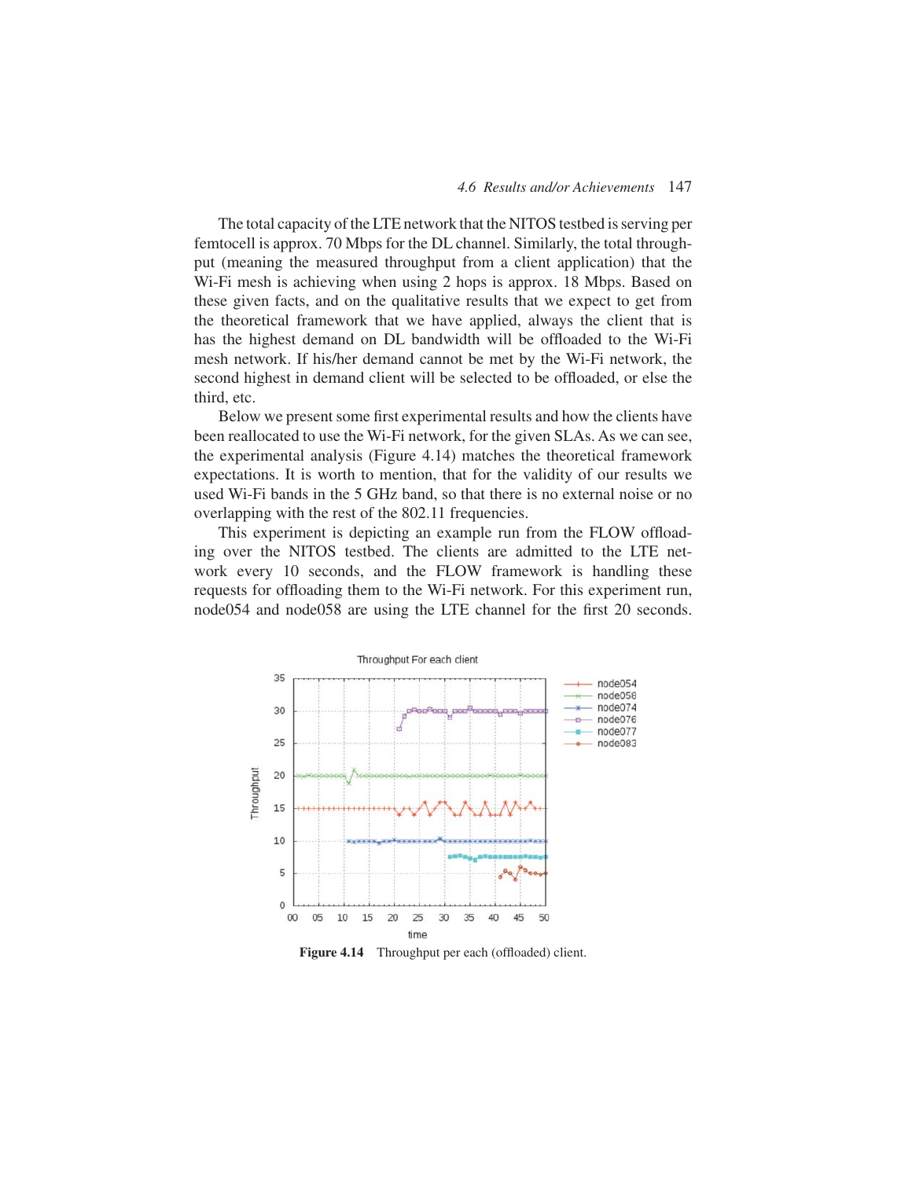The total capacity of the LTE network that the NITOS testbed is serving per femtocell is approx. 70 Mbps for the DL channel. Similarly, the total throughput (meaning the measured throughput from a client application) that the Wi-Fi mesh is achieving when using 2 hops is approx. 18 Mbps. Based on these given facts, and on the qualitative results that we expect to get from the theoretical framework that we have applied, always the client that is has the highest demand on DL bandwidth will be offloaded to the Wi-Fi mesh network. If his/her demand cannot be met by the Wi-Fi network, the second highest in demand client will be selected to be offloaded, or else the third, etc.

Below we present some first experimental results and how the clients have been reallocated to use the Wi-Fi network, for the given SLAs. As we can see, the experimental analysis (Figure 4.14) matches the theoretical framework expectations. It is worth to mention, that for the validity of our results we used Wi-Fi bands in the 5 GHz band, so that there is no external noise or no overlapping with the rest of the 802.11 frequencies.

This experiment is depicting an example run from the FLOW offloading over the NITOS testbed. The clients are admitted to the LTE network every 10 seconds, and the FLOW framework is handling these requests for offloading them to the Wi-Fi network. For this experiment run, node054 and node058 are using the LTE channel for the first 20 seconds.

**Figure 4.14** Throughput per each (offloaded) client.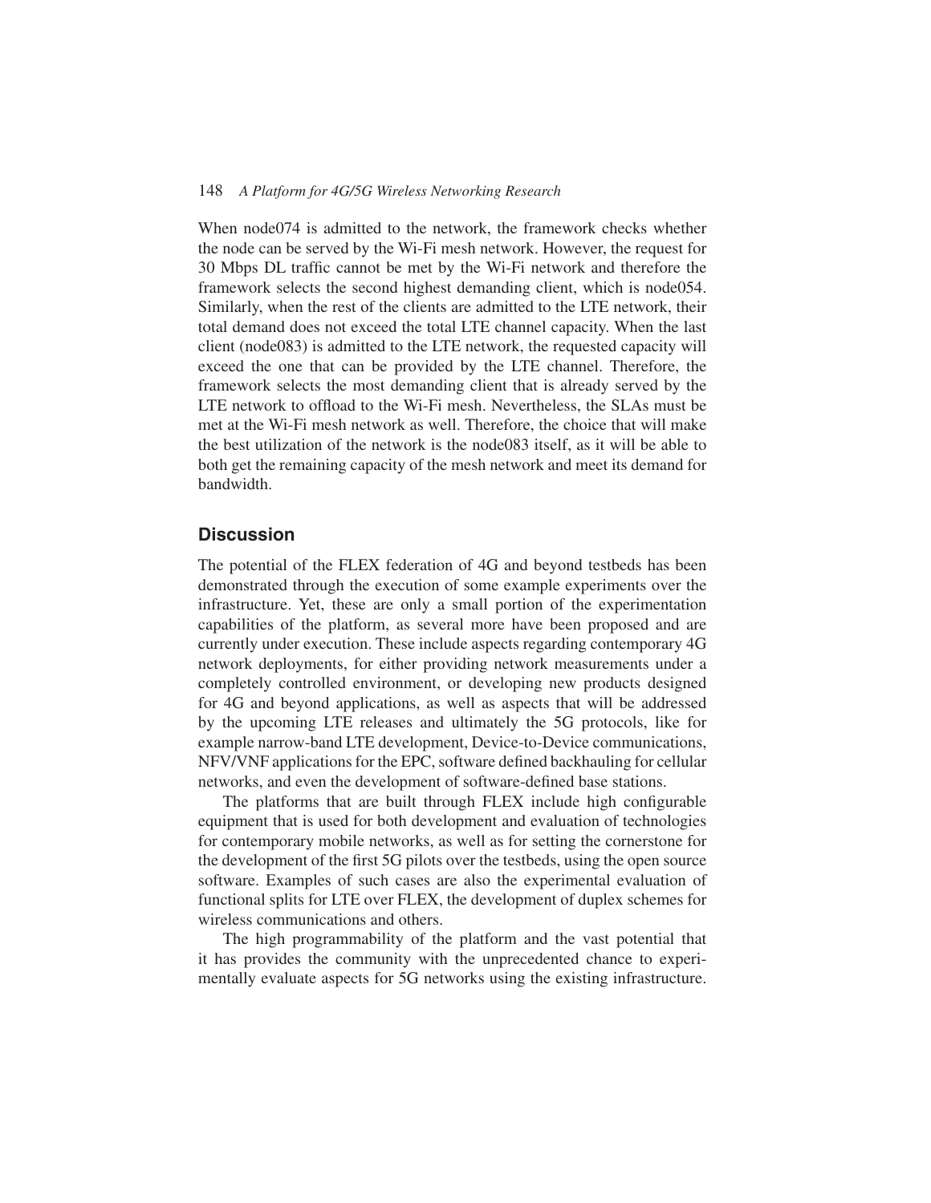When node074 is admitted to the network, the framework checks whether the node can be served by the Wi-Fi mesh network. However, the request for 30 Mbps DL traffic cannot be met by the Wi-Fi network and therefore the framework selects the second highest demanding client, which is node054. Similarly, when the rest of the clients are admitted to the LTE network, their total demand does not exceed the total LTE channel capacity. When the last client (node083) is admitted to the LTE network, the requested capacity will exceed the one that can be provided by the LTE channel. Therefore, the framework selects the most demanding client that is already served by the LTE network to offload to the Wi-Fi mesh. Nevertheless, the SLAs must be met at the Wi-Fi mesh network as well. Therefore, the choice that will make the best utilization of the network is the node083 itself, as it will be able to both get the remaining capacity of the mesh network and meet its demand for bandwidth.

## Discussion

The potential of the FLEX federation of 4G and beyond testbeds has been demonstrated through the execution of some example experiments over the infrastructure. Yet, these are only a small portion of the experimentation capabilities of the platform, as several more have been proposed and are currently under execution. These include aspects regarding contemporary 4G network deployments, for either providing network measurements under a completely controlled environment, or developing new products designed for 4G and beyond applications, as well as aspects that will be addressed by the upcoming LTE releases and ultimately the 5G protocols, like for example narrow-band LTE development, Device-to-Device communications, NFV/VNF applications for the EPC, software defined backhauling for cellular networks, and even the development of software-defined base stations.

The platforms that are built through FLEX include high configurable equipment that is used for both development and evaluation of technologies for contemporary mobile networks, as well as for setting the cornerstone for the development of the first 5G pilots over the testbeds, using the open source software. Examples of such cases are also the experimental evaluation of functional splits for LTE over FLEX, the development of duplex schemes for wireless communications and others.

The high programmability of the platform and the vast potential that it has provides the community with the unprecedented chance to experimentally evaluate aspects for 5G networks using the existing infrastructure.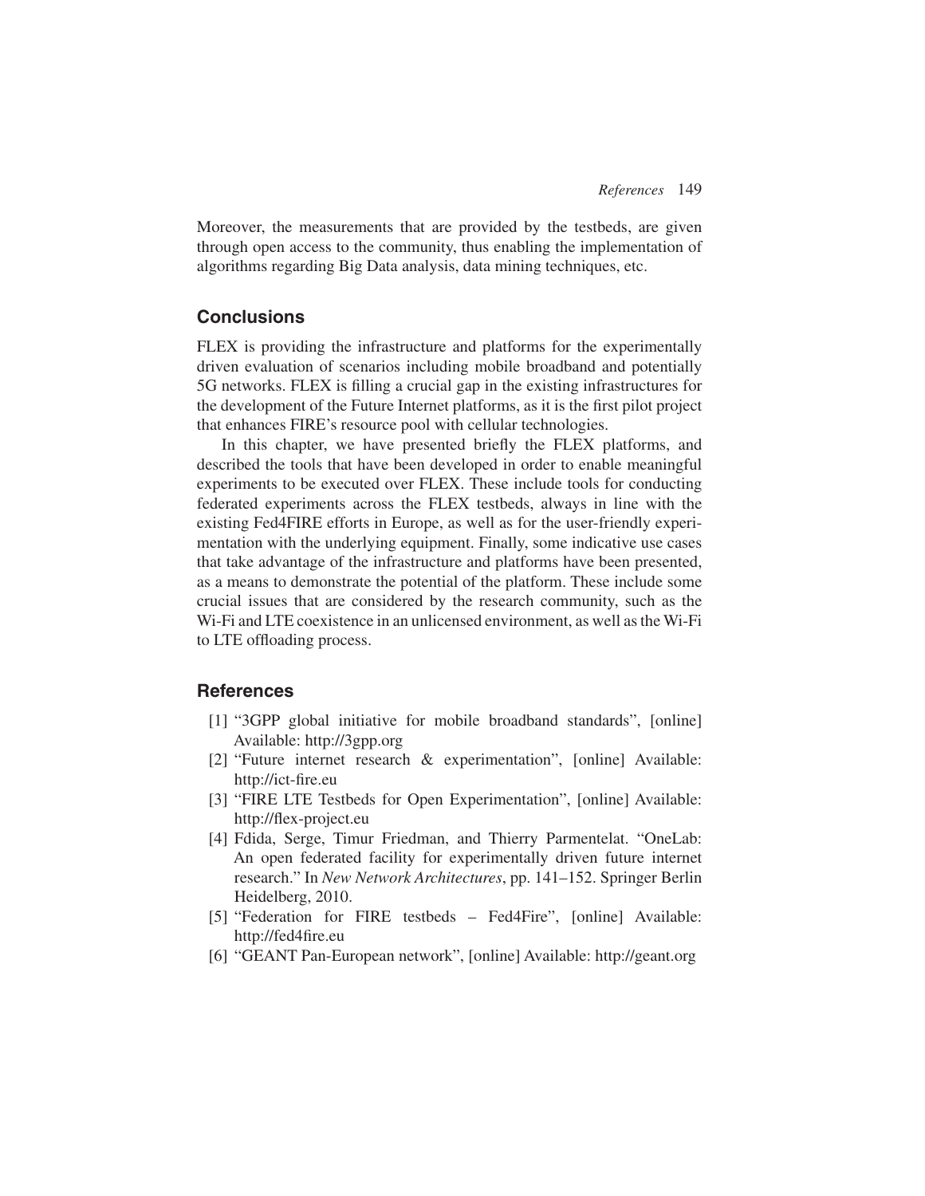Moreover, the measurements that are provided by the testbeds, are given through open access to the community, thus enabling the implementation of algorithms regarding Big Data analysis, data mining techniques, etc.

## Conclusions

FLEX is providing the infrastructure and platforms for the experimentally driven evaluation of scenarios including mobile broadband and potentially 5G networks. FLEX is filling a crucial gap in the existing infrastructures for the development of the Future Internet platforms, as it is the first pilot project that enhances FIRE's resource pool with cellular technologies.

In this chapter, we have presented briefly the FLEX platforms, and described the tools that have been developed in order to enable meaningful experiments to be executed over FLEX. These include tools for conducting federated experiments across the FLEX testbeds, always in line with the existing Fed4FIRE efforts in Europe, as well as for the user-friendly experimentation with the underlying equipment. Finally, some indicative use cases that take advantage of the infrastructure and platforms have been presented, as a means to demonstrate the potential of the platform. These include some crucial issues that are considered by the research community, such as the Wi-Fi and LTE coexistence in an unlicensed environment, as well as the Wi-Fi to LTE offloading process.

## References

[1] "3GPP global initiative for mobile broadband standards", [online] Available: http://3gpp.org

[2] "Future internet research & experimentation", [online] Available: http://ict-fire.eu

[3] "FIRE LTE Testbeds for Open Experimentation", [online] Available: http://flex-project.eu

[4] Fdida, Serge, Timur Friedman, and Thierry Parmentelat. "OneLab: An open federated facility for experimentally driven future internet research." In *New Network Architectures*, pp. 141–152. Springer Berlin Heidelberg, 2010.

[5] "Federation for FIRE testbeds – Fed4Fire", [online] Available: http://fed4fire.eu

[6] "GEANT Pan-European network", [online] Available: http://geant.org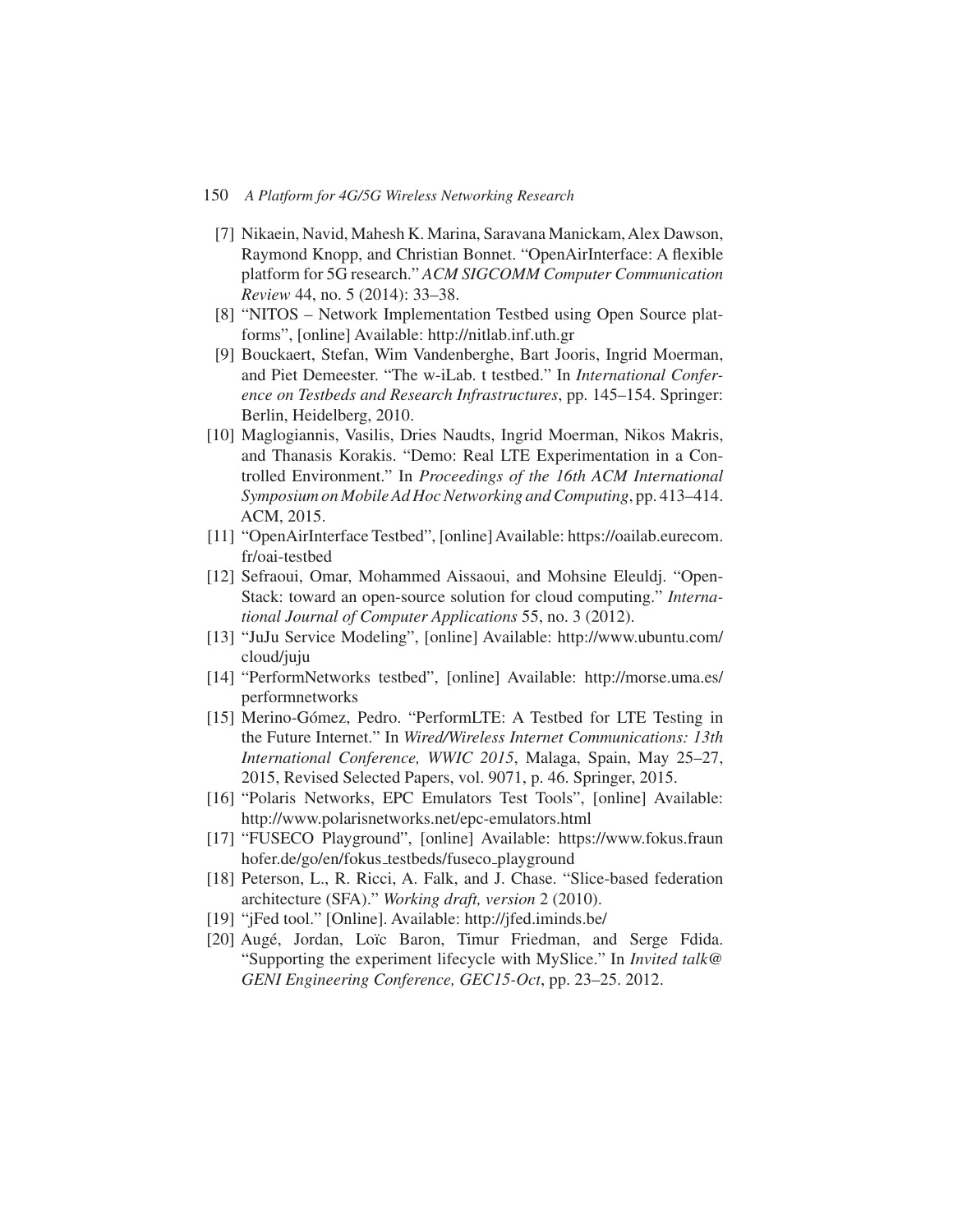[7] Nikaein, Navid, Mahesh K. Marina, Saravana Manickam, Alex Dawson, Raymond Knopp, and Christian Bonnet. "OpenAirInterface: A flexible platform for 5G research." *ACM SIGCOMM Computer Communication Review* 44, no. 5 (2014): 33–38.

[8] "NITOS – Network Implementation Testbed using Open Source platforms", [online] Available: http://nitlab.inf.uth.gr

[9] Bouckaert, Stefan, Wim Vandenberghe, Bart Jooris, Ingrid Moerman, and Piet Demeester. "The w-iLab. t testbed." In *International Conference on Testbeds and Research Infrastructures*, pp. 145–154. Springer: Berlin, Heidelberg, 2010.

[10] Maglogiannis, Vasilis, Dries Naudts, Ingrid Moerman, Nikos Makris, and Thanasis Korakis. "Demo: Real LTE Experimentation in a Controlled Environment." In *Proceedings of the 16th ACM International Symposium on Mobile Ad Hoc Networking and Computing*, pp. 413–414. ACM, 2015.

[11] "OpenAirInterface Testbed", [online] Available: https://oailab.eurecom.fr/oai-testbed

[12] Sefraoui, Omar, Mohammed Aissaoui, and Mohsine Eleuldj. "OpenStack: toward an open-source solution for cloud computing." *International Journal of Computer Applications* 55, no. 3 (2012).

[13] "JuJu Service Modeling", [online] Available: http://www.ubuntu.com/cloud/juju

[14] "PerformNetworks testbed", [online] Available: http://morse.uma.es/performnetworks

[15] Merino-Gómez, Pedro. "PerformLTE: A Testbed for LTE Testing in the Future Internet." In *Wired/Wireless Internet Communications: 13th International Conference, WWIC 2015*, Malaga, Spain, May 25–27, 2015, Revised Selected Papers, vol. 9071, p. 46. Springer, 2015.

[16] "Polaris Networks, EPC Emulators Test Tools", [online] Available: http://www.polarisnetworks.net/epc-emulators.html

[17] "FUSECO Playground", [online] Available: https://www.fokus.fraunhofer.de/go/en/fokus_testbeds/fuseco_playground

[18] Peterson, L., R. Ricci, A. Falk, and J. Chase. "Slice-based federation architecture (SFA)." *Working draft, version* 2 (2010).

[19] "jFed tool." [Online]. Available: http://jfed.iminds.be/

[20] Augé, Jordan, Loïc Baron, Timur Friedman, and Serge Fdida. "Supporting the experiment lifecycle with MySlice." In *Invited talk@ GENI Engineering Conference, GEC15-Oct*, pp. 23–25. 2012.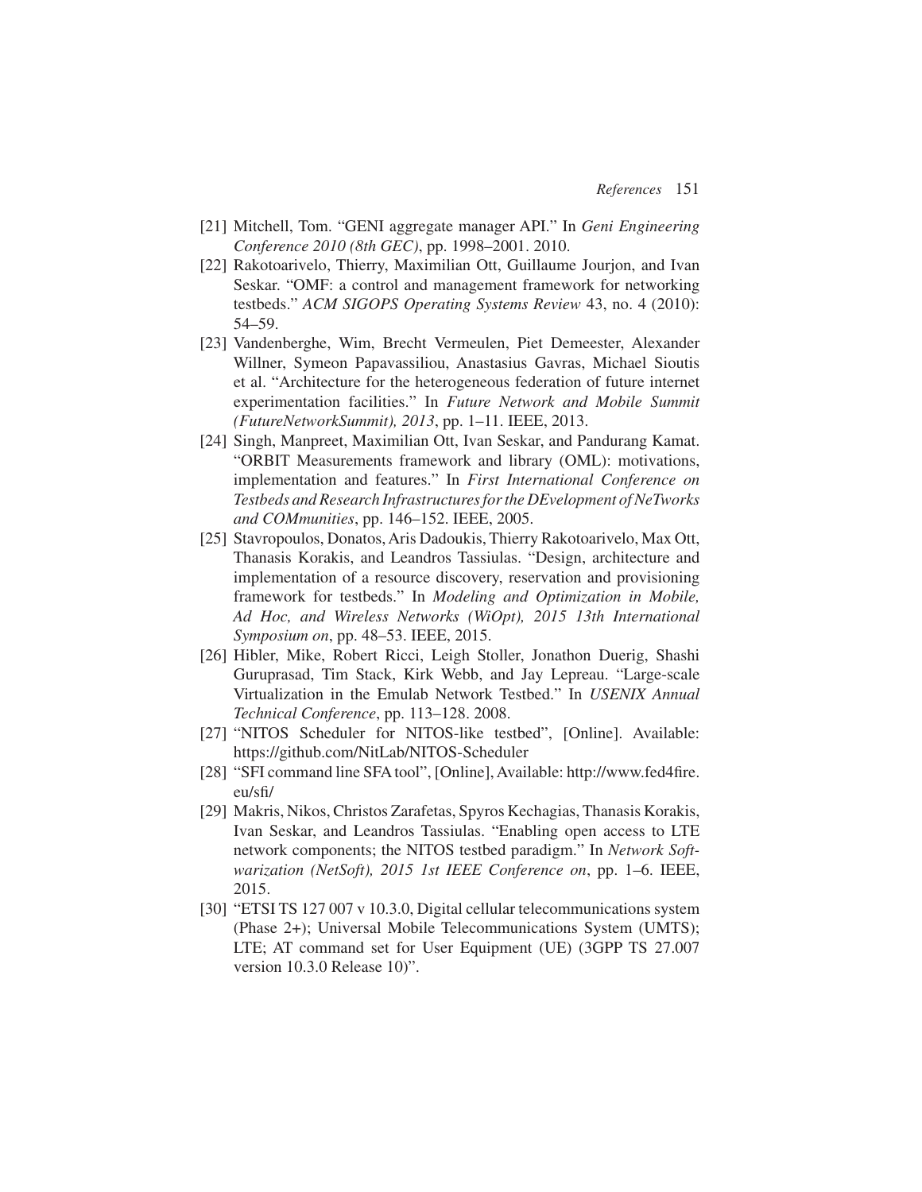[21] Mitchell, Tom. "GENI aggregate manager API." In *Geni Engineering Conference 2010 (8th GEC)*, pp. 1998–2001. 2010.

[22] Rakotoarivelo, Thierry, Maximilian Ott, Guillaume Jourjon, and Ivan Seskar. "OMF: a control and management framework for networking testbeds." *ACM SIGOPS Operating Systems Review* 43, no. 4 (2010): 54–59.

[23] Vandenberghe, Wim, Brecht Vermeulen, Piet Demeester, Alexander Willner, Symeon Papavassiliou, Anastasius Gavras, Michael Sioutis et al. "Architecture for the heterogeneous federation of future internet experimentation facilities." In *Future Network and Mobile Summit (FutureNetworkSummit), 2013*, pp. 1–11. IEEE, 2013.

[24] Singh, Manpreet, Maximilian Ott, Ivan Seskar, and Pandurang Kamat. "ORBIT Measurements framework and library (OML): motivations, implementation and features." In *First International Conference on Testbeds and Research Infrastructures for the DEvelopment of NeTworks and COMmunities*, pp. 146–152. IEEE, 2005.

[25] Stavropoulos, Donatos, Aris Dadoukis, Thierry Rakotoarivelo, Max Ott, Thanasis Korakis, and Leandros Tassiulas. "Design, architecture and implementation of a resource discovery, reservation and provisioning framework for testbeds." In *Modeling and Optimization in Mobile, Ad Hoc, and Wireless Networks (WiOpt), 2015 13th International Symposium on*, pp. 48–53. IEEE, 2015.

[26] Hibler, Mike, Robert Ricci, Leigh Stoller, Jonathon Duerig, Shashi Guruprasad, Tim Stack, Kirk Webb, and Jay Lepreau. "Large-scale Virtualization in the Emulab Network Testbed." In *USENIX Annual Technical Conference*, pp. 113–128. 2008.

[27] "NITOS Scheduler for NITOS-like testbed", [Online]. Available: https://github.com/NitLab/NITOS-Scheduler

[28] "SFI command line SFA tool", [Online], Available: http://www.fed4fire.eu/sfi/

[29] Makris, Nikos, Christos Zarafetas, Spyros Kechagias, Thanasis Korakis, Ivan Seskar, and Leandros Tassiulas. "Enabling open access to LTE network components; the NITOS testbed paradigm." In *Network Softwarization (NetSoft), 2015 1st IEEE Conference on*, pp. 1–6. IEEE, 2015.

[30] "ETSI TS 127 007 v 10.3.0, Digital cellular telecommunications system (Phase 2+); Universal Mobile Telecommunications System (UMTS); LTE; AT command set for User Equipment (UE) (3GPP TS 27.007 version 10.3.0 Release 10)".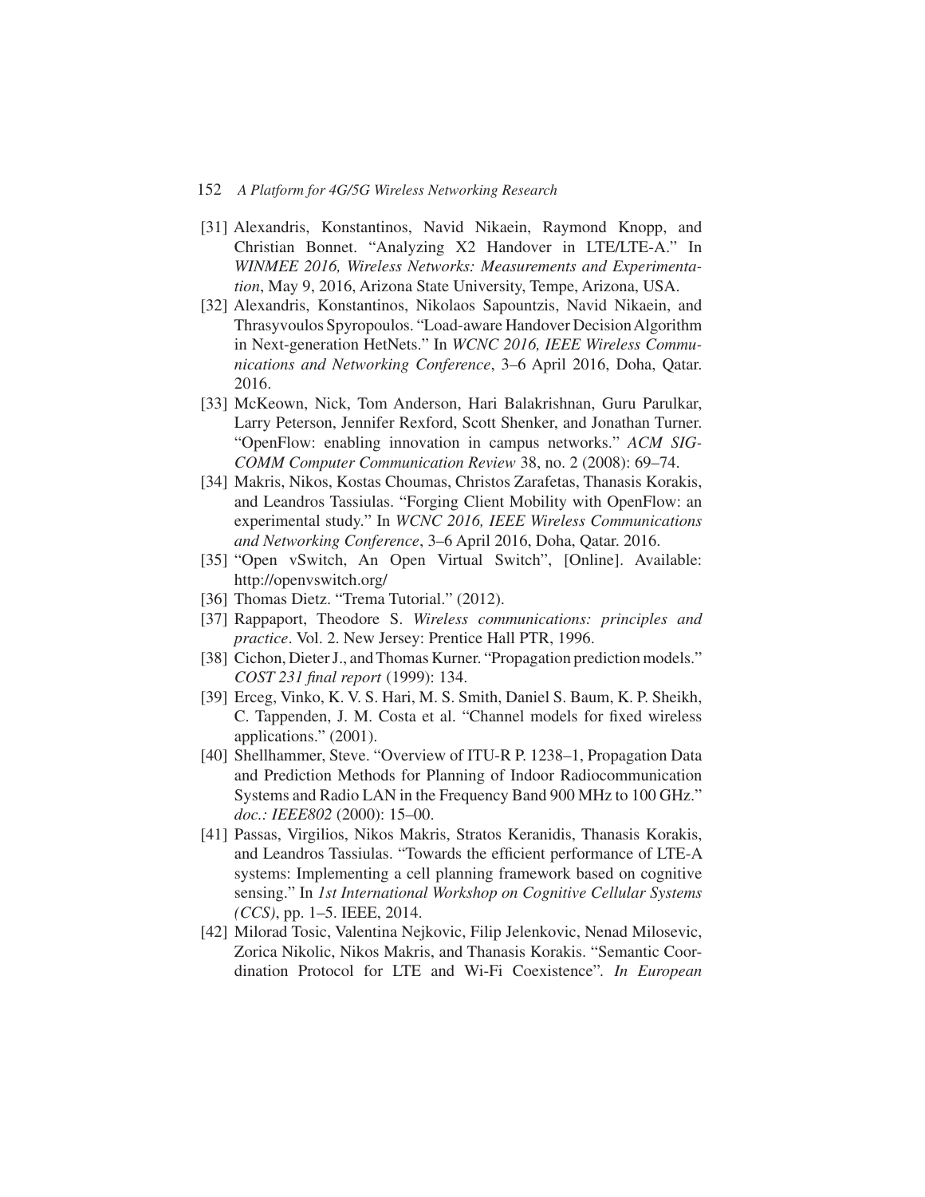[31] Alexandris, Konstantinos, Navid Nikaein, Raymond Knopp, and Christian Bonnet. "Analyzing X2 Handover in LTE/LTE-A." In *WINMEE 2016, Wireless Networks: Measurements and Experimentation*, May 9, 2016, Arizona State University, Tempe, Arizona, USA.

[32] Alexandris, Konstantinos, Nikolaos Sapountzis, Navid Nikaein, and Thrasyvoulos Spyropoulos. "Load-aware Handover Decision Algorithm in Next-generation HetNets." In *WCNC 2016, IEEE Wireless Communications and Networking Conference*, 3–6 April 2016, Doha, Qatar. 2016.

[33] McKeown, Nick, Tom Anderson, Hari Balakrishnan, Guru Parulkar, Larry Peterson, Jennifer Rexford, Scott Shenker, and Jonathan Turner. "OpenFlow: enabling innovation in campus networks." *ACM SIGCOMM Computer Communication Review* 38, no. 2 (2008): 69–74.

[34] Makris, Nikos, Kostas Choumas, Christos Zarafetas, Thanasis Korakis, and Leandros Tassiulas. "Forging Client Mobility with OpenFlow: an experimental study." In *WCNC 2016, IEEE Wireless Communications and Networking Conference*, 3–6 April 2016, Doha, Qatar. 2016.

[35] "Open vSwitch, An Open Virtual Switch", [Online]. Available: http://openvswitch.org/

[36] Thomas Dietz. "Trema Tutorial." (2012).

[37] Rappaport, Theodore S. *Wireless communications: principles and practice*. Vol. 2. New Jersey: Prentice Hall PTR, 1996.

[38] Cichon, Dieter J., and Thomas Kurner. "Propagation prediction models." *COST 231 final report* (1999): 134.

[39] Erceg, Vinko, K. V. S. Hari, M. S. Smith, Daniel S. Baum, K. P. Sheikh, C. Tappenden, J. M. Costa et al. "Channel models for fixed wireless applications." (2001).

[40] Shellhammer, Steve. "Overview of ITU-R P. 1238–1, Propagation Data and Prediction Methods for Planning of Indoor Radiocommunication Systems and Radio LAN in the Frequency Band 900 MHz to 100 GHz." *doc.: IEEE802* (2000): 15–00.

[41] Passas, Virgilios, Nikos Makris, Stratos Keranidis, Thanasis Korakis, and Leandros Tassiulas. "Towards the efficient performance of LTE-A systems: Implementing a cell planning framework based on cognitive sensing." In *1st International Workshop on Cognitive Cellular Systems (CCS)*, pp. 1–5. IEEE, 2014.

[42] Milorad Tosic, Valentina Nejkovic, Filip Jelenkovic, Nenad Milosevic, Zorica Nikolic, Nikos Makris, and Thanasis Korakis. "Semantic Coordination Protocol for LTE and Wi-Fi Coexistence". *In European*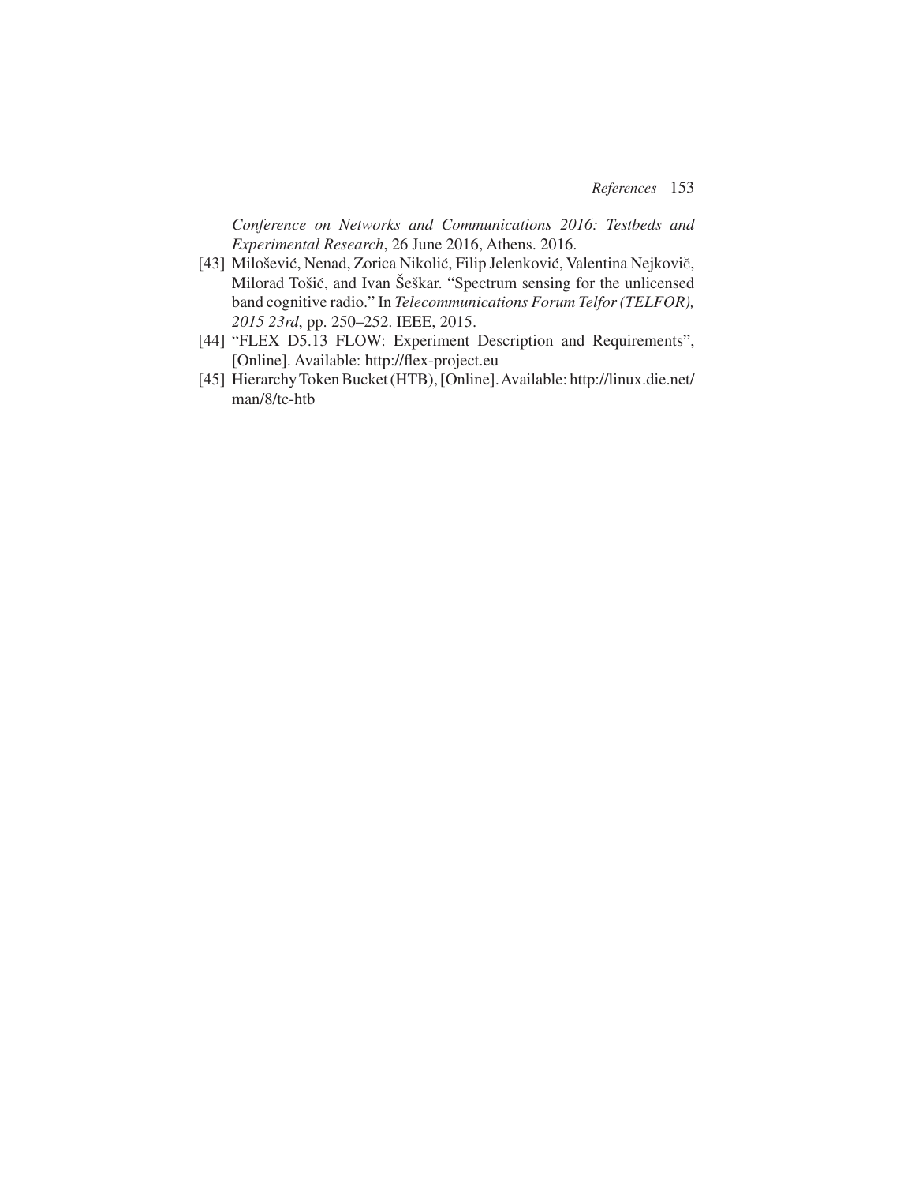*Conference on Networks and Communications 2016: Testbeds and Experimental Research*, 26 June 2016, Athens. 2016.

[43] Milošević, Nenad, Zorica Nikolić, Filip Jelenković, Valentina Nejkovič, Milorad Tošić, and Ivan Šeškar. "Spectrum sensing for the unlicensed band cognitive radio." In *Telecommunications Forum Telfor (TELFOR), 2015 23rd*, pp. 250–252. IEEE, 2015.

[44] "FLEX D5.13 FLOW: Experiment Description and Requirements", [Online]. Available: http://flex-project.eu

[45] Hierarchy Token Bucket (HTB), [Online]. Available: http://linux.die.net/man/8/tc-htb